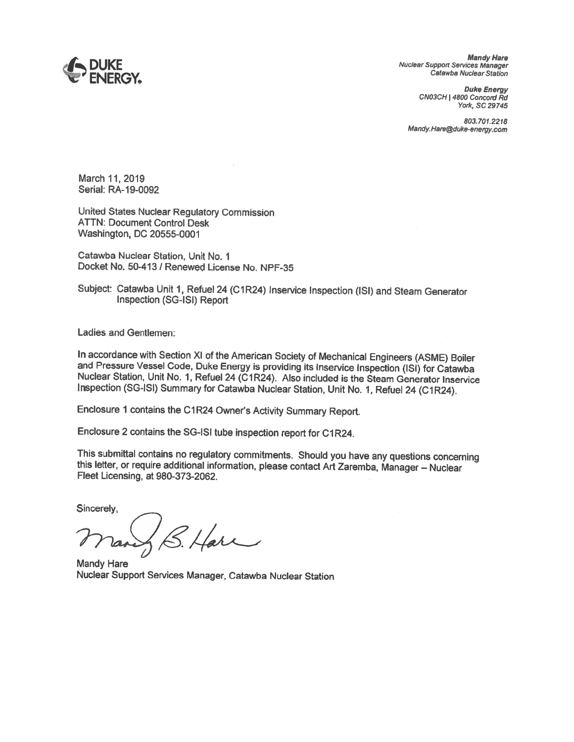DUKE ENERGY.

***Mandy Hare***
*Nuclear Support Services Manager*
*Catawba Nuclear Station*

***Duke Energy***
*CN03CH | 4800 Concord Rd*
*York, SC 29745*

*803.701.2218*
*Mandy.Hare@duke-energy.com*

March 11, 2019
Serial: RA-19-0092

United States Nuclear Regulatory Commission
ATTN: Document Control Desk
Washington, DC 20555-0001

Catawba Nuclear Station, Unit No. 1
Docket No. 50-413 / Renewed License No. NPF-35

Subject: Catawba Unit 1, Refuel 24 (C1R24) Inservice Inspection (ISI) and Steam Generator Inspection (SG-ISI) Report

Ladies and Gentlemen:

In accordance with Section XI of the American Society of Mechanical Engineers (ASME) Boiler and Pressure Vessel Code, Duke Energy is providing its Inservice Inspection (ISI) for Catawba Nuclear Station, Unit No. 1, Refuel 24 (C1R24). Also included is the Steam Generator Inservice Inspection (SG-ISI) Summary for Catawba Nuclear Station, Unit No. 1, Refuel 24 (C1R24).

Enclosure 1 contains the C1R24 Owner's Activity Summary Report.

Enclosure 2 contains the SG-ISI tube inspection report for C1R24.

This submittal contains no regulatory commitments. Should you have any questions concerning this letter, or require additional information, please contact Art Zaremba, Manager – Nuclear Fleet Licensing, at 980-373-2062.

Sincerely,

Mandy B. Hare

Mandy Hare
Nuclear Support Services Manager, Catawba Nuclear Station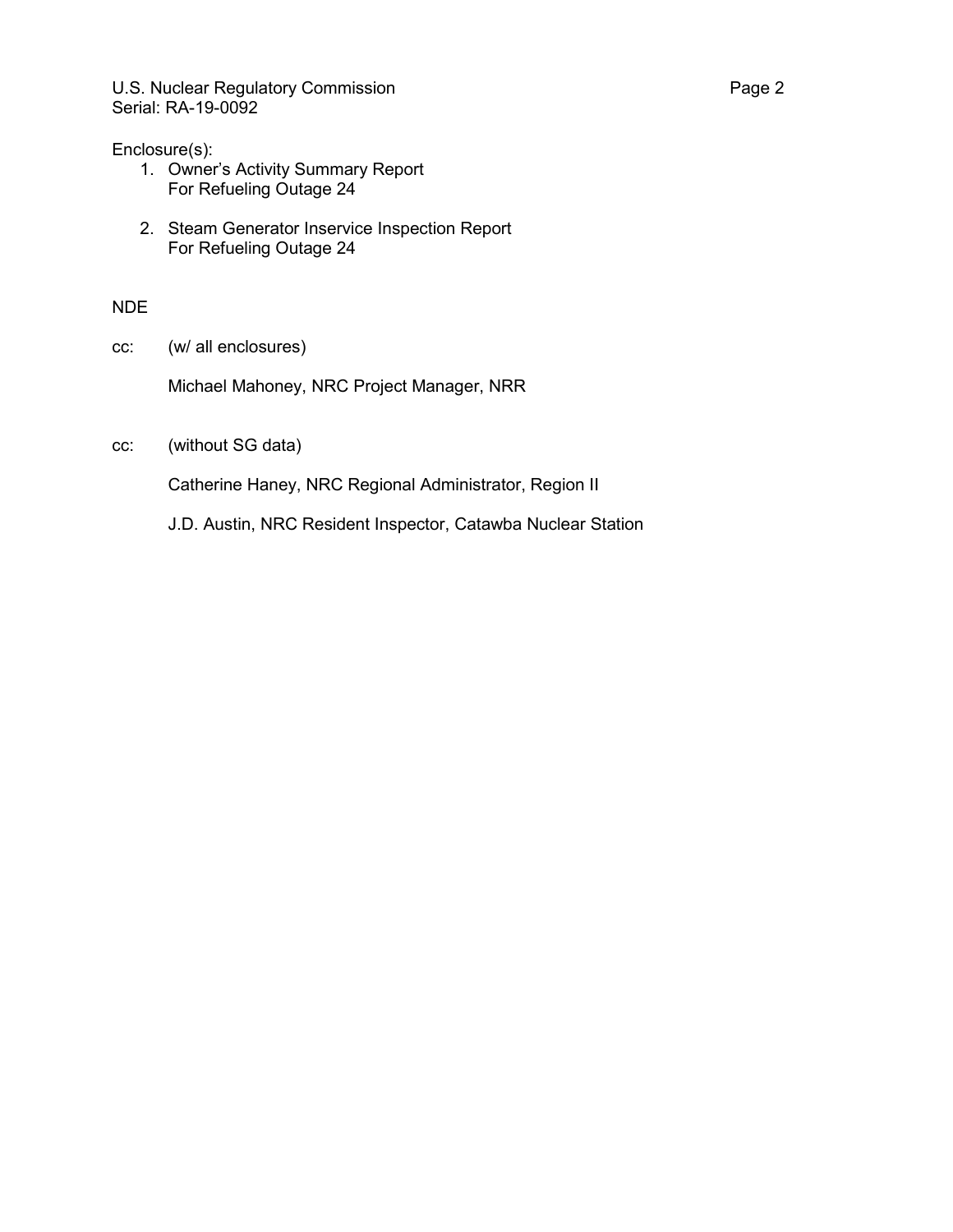Enclosure(s):

1. Owner's Activity Summary Report
   For Refueling Outage 24

2. Steam Generator Inservice Inspection Report
   For Refueling Outage 24

NDE

cc: (w/ all enclosures)

Michael Mahoney, NRC Project Manager, NRR

cc: (without SG data)

Catherine Haney, NRC Regional Administrator, Region II

J.D. Austin, NRC Resident Inspector, Catawba Nuclear Station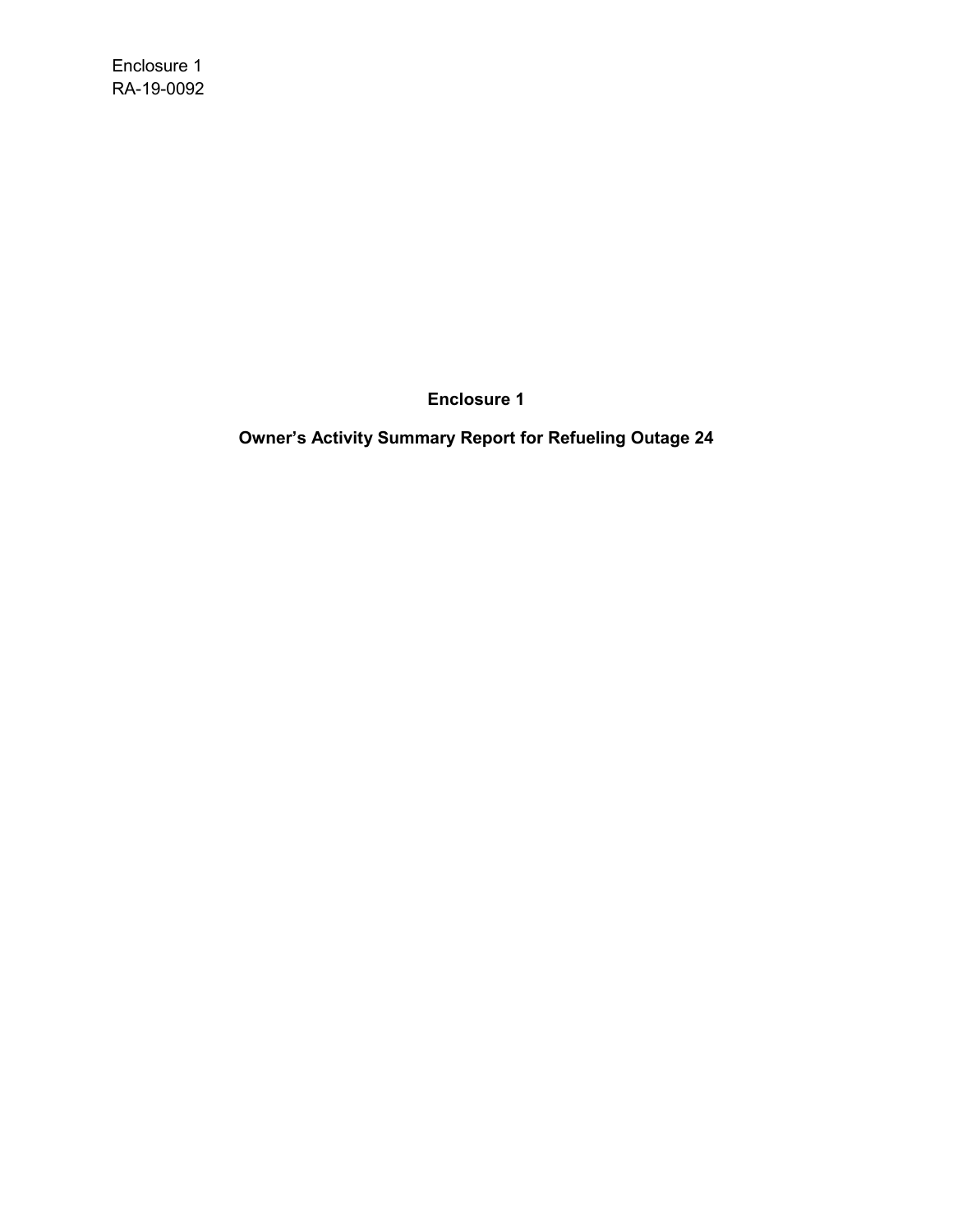Enclosure 1
RA-19-0092

# Enclosure 1

## Owner's Activity Summary Report for Refueling Outage 24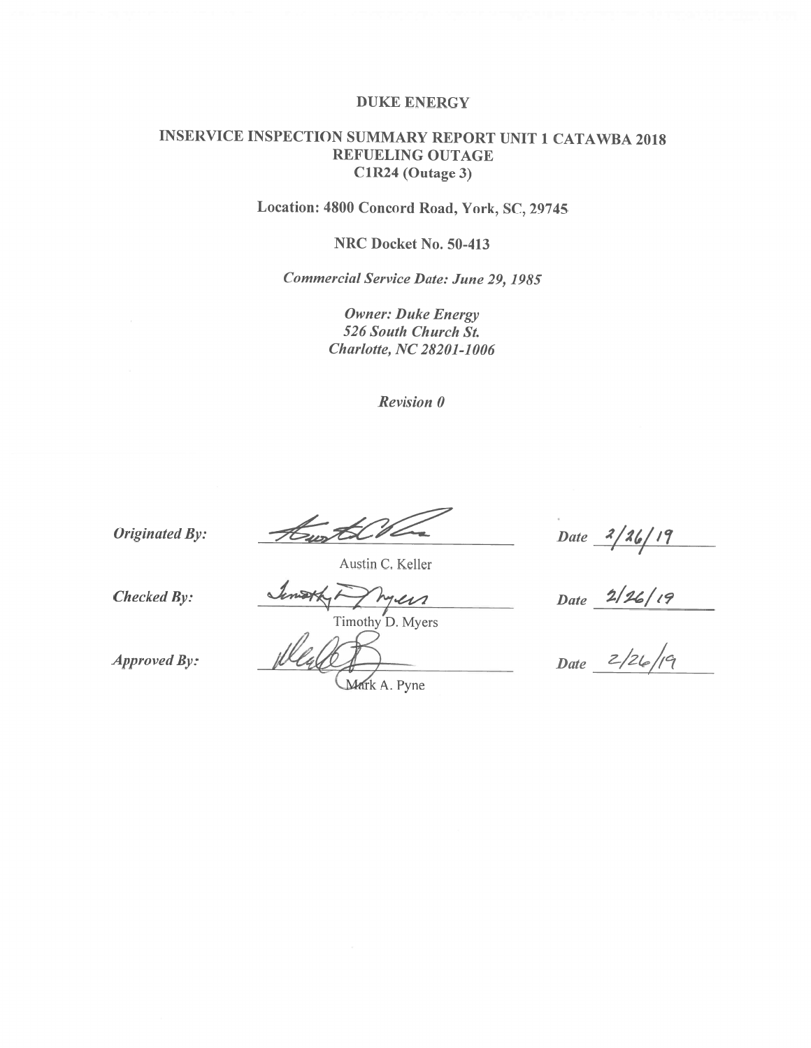# DUKE ENERGY

## INSERVICE INSPECTION SUMMARY REPORT UNIT 1 CATAWBA 2018 REFUELING OUTAGE
## C1R24 (Outage 3)

**Location: 4800 Concord Road, York, SC, 29745**

**NRC Docket No. 50-413**

***Commercial Service Date: June 29, 1985***

***Owner: Duke Energy***
***526 South Church St.***
***Charlotte, NC 28201-1006***

***Revision 0***

| | | |
|---|---|---|
| ***Originated By:*** | Austin C. Keller | ***Date*** 2/26/19 |
| ***Checked By:*** | Timothy D. Myers | ***Date*** 2/26/19 |
| ***Approved By:*** | Mark A. Pyne | ***Date*** 2/26/19 |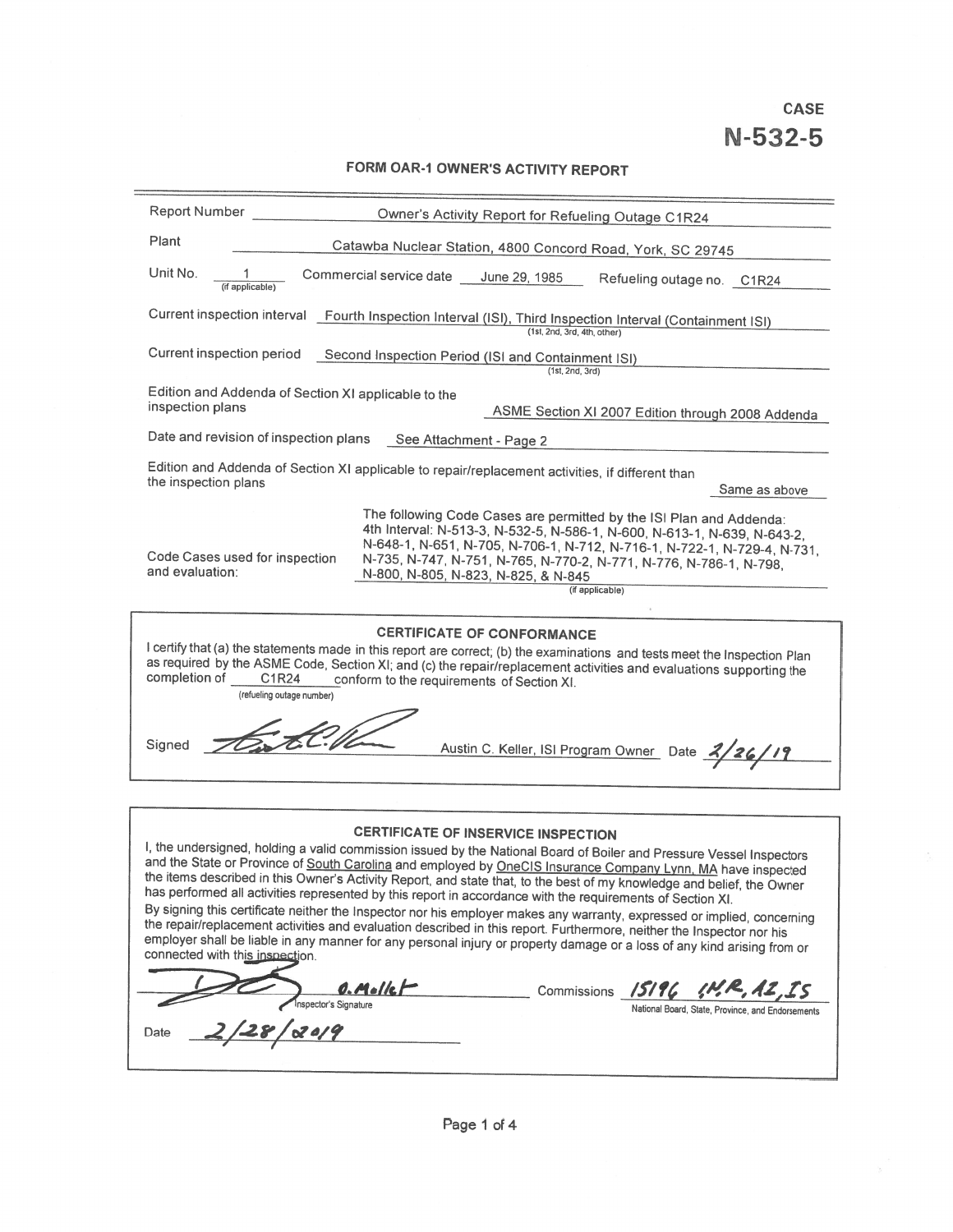# CASE N-532-5

## FORM OAR-1 OWNER'S ACTIVITY REPORT

Report Number: Owner's Activity Report for Refueling Outage C1R24

Plant: Catawba Nuclear Station, 4800 Concord Road, York, SC 29745

Unit No. 1 (if applicable) Commercial service date June 29, 1985 Refueling outage no. C1R24

Current inspection interval: Fourth Inspection Interval (ISI), Third Inspection Interval (Containment ISI) (1st, 2nd, 3rd, 4th, other)

Current inspection period: Second Inspection Period (ISI and Containment ISI) (1st, 2nd, 3rd)

Edition and Addenda of Section XI applicable to the inspection plans: ASME Section XI 2007 Edition through 2008 Addenda

Date and revision of inspection plans: See Attachment - Page 2

Edition and Addenda of Section XI applicable to repair/replacement activities, if different than the inspection plans: Same as above

Code Cases used for inspection and evaluation: The following Code Cases are permitted by the ISI Plan and Addenda: 4th Interval: N-513-3, N-532-5, N-586-1, N-600, N-613-1, N-639, N-643-2, N-648-1, N-651, N-705, N-706-1, N-712, N-716-1, N-722-1, N-729-4, N-731, N-735, N-747, N-751, N-765, N-770-2, N-771, N-776, N-786-1, N-798, N-800, N-805, N-823, N-825, & N-845 (if applicable)

### CERTIFICATE OF CONFORMANCE

I certify that (a) the statements made in this report are correct; (b) the examinations and tests meet the Inspection Plan as required by the ASME Code, Section XI; and (c) the repair/replacement activities and evaluations supporting the completion of C1R24 (refueling outage number) conform to the requirements of Section XI.

Signed: *[signature]* Austin C. Keller, ISI Program Owner Date 2/26/19

### CERTIFICATE OF INSERVICE INSPECTION

I, the undersigned, holding a valid commission issued by the National Board of Boiler and Pressure Vessel Inspectors and the State or Province of South Carolina and employed by OneCIS Insurance Company Lynn, MA have inspected the items described in this Owner's Activity Report, and state that, to the best of my knowledge and belief, the Owner has performed all activities represented by this report in accordance with the requirements of Section XI.

By signing this certificate neither the Inspector nor his employer makes any warranty, expressed or implied, concerning the repair/replacement activities and evaluation described in this report. Furthermore, neither the Inspector nor his employer shall be liable in any manner for any personal injury or property damage or a loss of any kind arising from or connected with this inspection.

*[signature]* D. Mollet — Inspector's Signature

Commissions 15196 IN,R,A2,IS (National Board, State, Province, and Endorsements)

Date 2/28/2019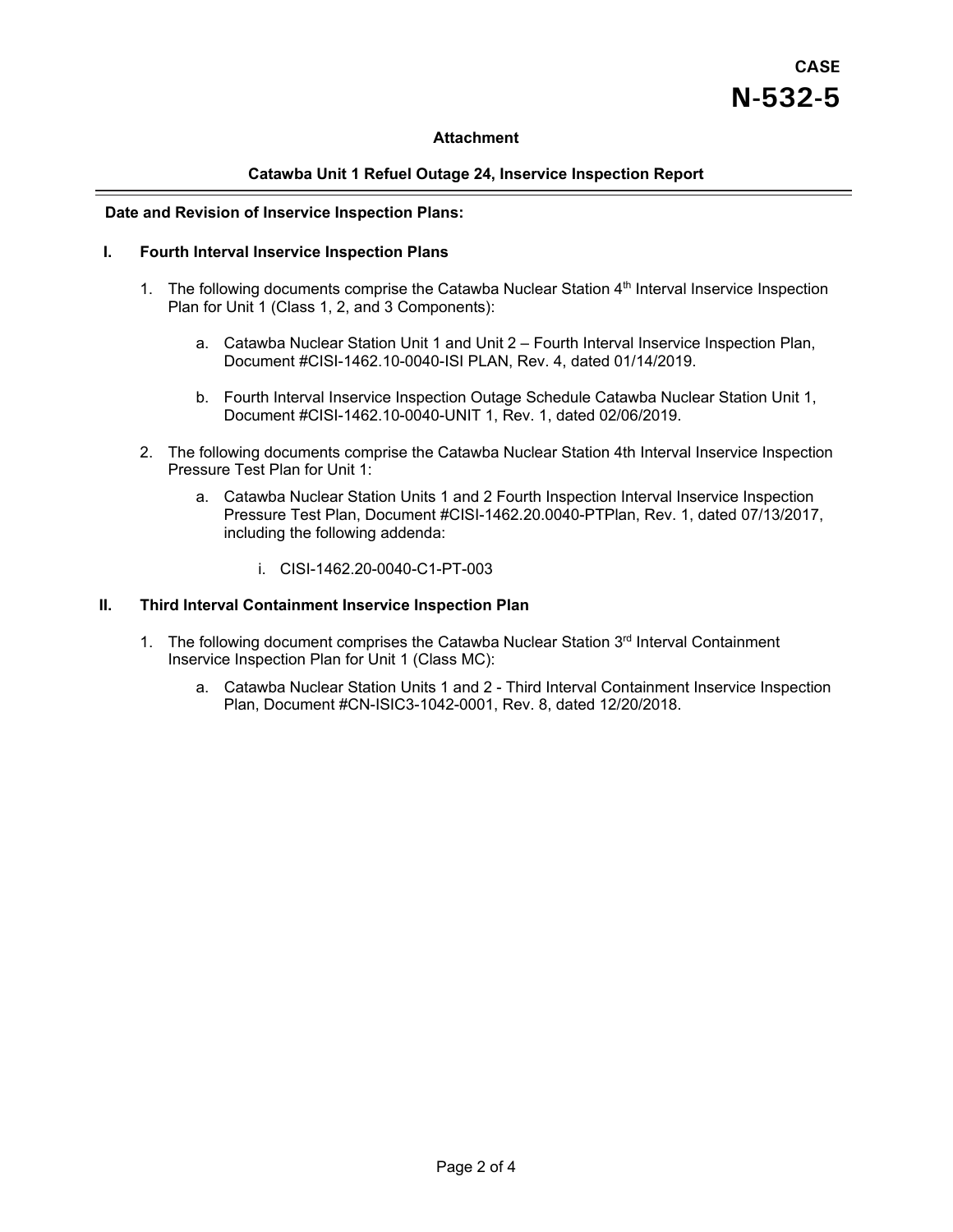**CASE**
**N-532-5**

**Attachment**

**Catawba Unit 1 Refuel Outage 24, Inservice Inspection Report**

---

**Date and Revision of Inservice Inspection Plans:**

## I. Fourth Interval Inservice Inspection Plans

1. The following documents comprise the Catawba Nuclear Station 4th Interval Inservice Inspection Plan for Unit 1 (Class 1, 2, and 3 Components):

   a. Catawba Nuclear Station Unit 1 and Unit 2 – Fourth Interval Inservice Inspection Plan, Document #CISI-1462.10-0040-ISI PLAN, Rev. 4, dated 01/14/2019.

   b. Fourth Interval Inservice Inspection Outage Schedule Catawba Nuclear Station Unit 1, Document #CISI-1462.10-0040-UNIT 1, Rev. 1, dated 02/06/2019.

2. The following documents comprise the Catawba Nuclear Station 4th Interval Inservice Inspection Pressure Test Plan for Unit 1:

   a. Catawba Nuclear Station Units 1 and 2 Fourth Inspection Interval Inservice Inspection Pressure Test Plan, Document #CISI-1462.20.0040-PTPlan, Rev. 1, dated 07/13/2017, including the following addenda:

      i. CISI-1462.20-0040-C1-PT-003

## II. Third Interval Containment Inservice Inspection Plan

1. The following document comprises the Catawba Nuclear Station 3rd Interval Containment Inservice Inspection Plan for Unit 1 (Class MC):

   a. Catawba Nuclear Station Units 1 and 2 - Third Interval Containment Inservice Inspection Plan, Document #CN-ISIC3-1042-0001, Rev. 8, dated 12/20/2018.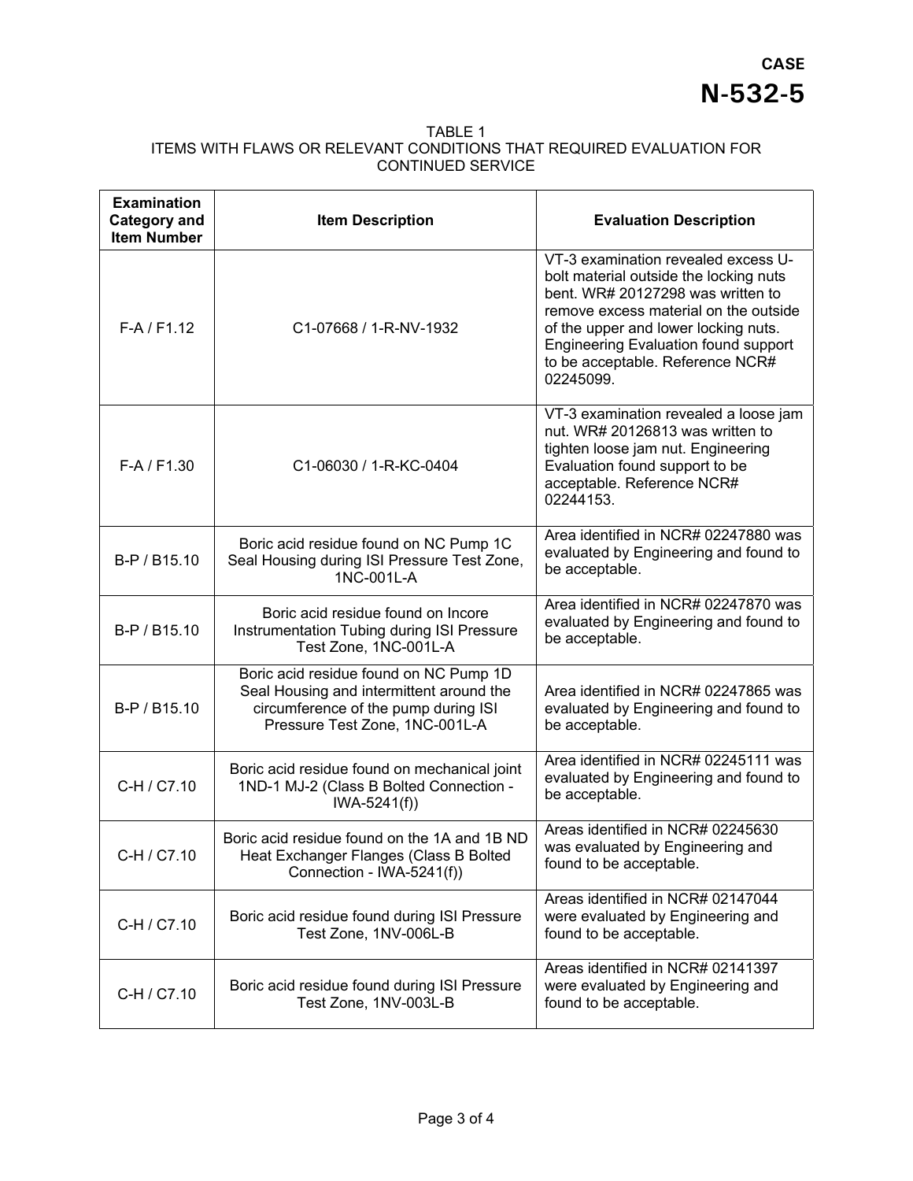**CASE**
**N-532-5**

TABLE 1
ITEMS WITH FLAWS OR RELEVANT CONDITIONS THAT REQUIRED EVALUATION FOR CONTINUED SERVICE

| Examination Category and Item Number | Item Description | Evaluation Description |
|---|---|---|
| F-A / F1.12 | C1-07668 / 1-R-NV-1932 | VT-3 examination revealed excess U-bolt material outside the locking nuts bent. WR# 20127298 was written to remove excess material on the outside of the upper and lower locking nuts. Engineering Evaluation found support to be acceptable. Reference NCR# 02245099. |
| F-A / F1.30 | C1-06030 / 1-R-KC-0404 | VT-3 examination revealed a loose jam nut. WR# 20126813 was written to tighten loose jam nut. Engineering Evaluation found support to be acceptable. Reference NCR# 02244153. |
| B-P / B15.10 | Boric acid residue found on NC Pump 1C Seal Housing during ISI Pressure Test Zone, 1NC-001L-A | Area identified in NCR# 02247880 was evaluated by Engineering and found to be acceptable. |
| B-P / B15.10 | Boric acid residue found on Incore Instrumentation Tubing during ISI Pressure Test Zone, 1NC-001L-A | Area identified in NCR# 02247870 was evaluated by Engineering and found to be acceptable. |
| B-P / B15.10 | Boric acid residue found on NC Pump 1D Seal Housing and intermittent around the circumference of the pump during ISI Pressure Test Zone, 1NC-001L-A | Area identified in NCR# 02247865 was evaluated by Engineering and found to be acceptable. |
| C-H / C7.10 | Boric acid residue found on mechanical joint 1ND-1 MJ-2 (Class B Bolted Connection - IWA-5241(f)) | Area identified in NCR# 02245111 was evaluated by Engineering and found to be acceptable. |
| C-H / C7.10 | Boric acid residue found on the 1A and 1B ND Heat Exchanger Flanges (Class B Bolted Connection - IWA-5241(f)) | Areas identified in NCR# 02245630 was evaluated by Engineering and found to be acceptable. |
| C-H / C7.10 | Boric acid residue found during ISI Pressure Test Zone, 1NV-006L-B | Areas identified in NCR# 02147044 were evaluated by Engineering and found to be acceptable. |
| C-H / C7.10 | Boric acid residue found during ISI Pressure Test Zone, 1NV-003L-B | Areas identified in NCR# 02141397 were evaluated by Engineering and found to be acceptable. |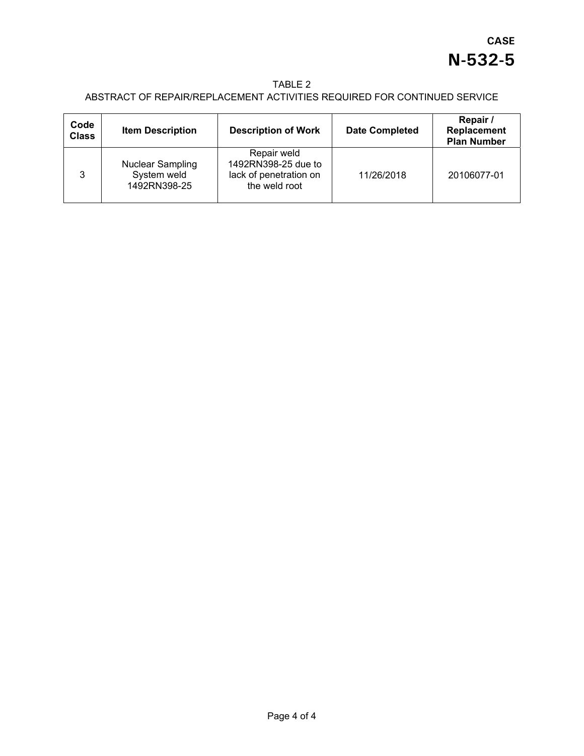**CASE**
**N-532-5**

TABLE 2
ABSTRACT OF REPAIR/REPLACEMENT ACTIVITIES REQUIRED FOR CONTINUED SERVICE

| Code Class | Item Description | Description of Work | Date Completed | Repair / Replacement Plan Number |
|---|---|---|---|---|
| 3 | Nuclear Sampling System weld 1492RN398-25 | Repair weld 1492RN398-25 due to lack of penetration on the weld root | 11/26/2018 | 20106077-01 |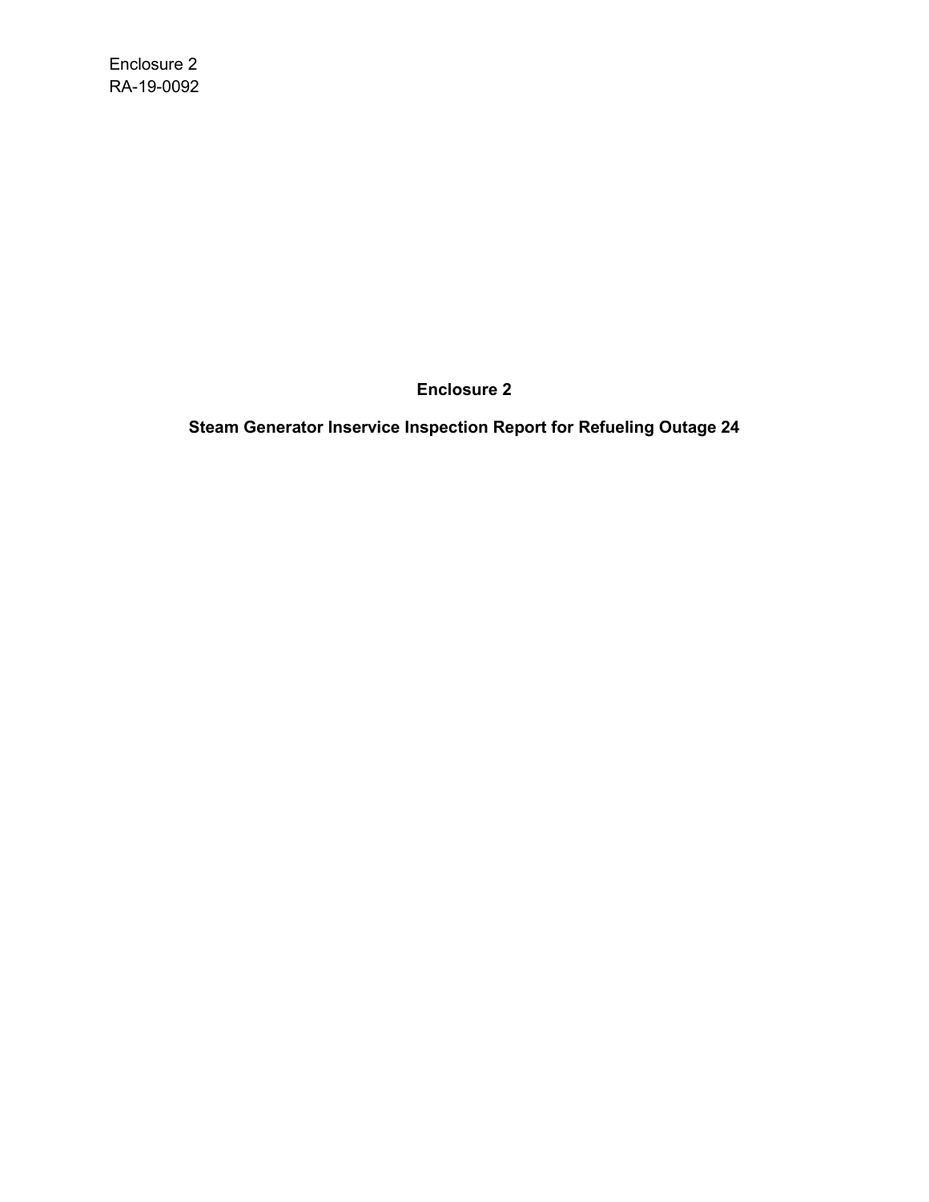Enclosure 2
RA-19-0092

**Enclosure 2**

**Steam Generator Inservice Inspection Report for Refueling Outage 24**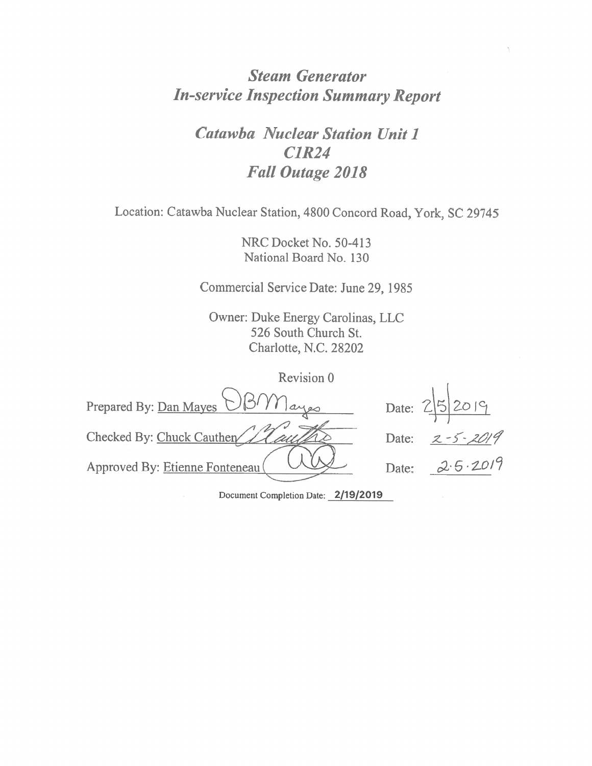# *Steam Generator In-service Inspection Summary Report*

## *Catawba Nuclear Station Unit 1*
## *C1R24*
## *Fall Outage 2018*

Location: Catawba Nuclear Station, 4800 Concord Road, York, SC 29745

NRC Docket No. 50-413
National Board No. 130

Commercial Service Date: June 29, 1985

Owner: Duke Energy Carolinas, LLC
526 South Church St.
Charlotte, N.C. 28202

Revision 0

Prepared By: Dan Mayes DBMayes Date: 2/5/2019

Checked By: Chuck Cauthen C Cauthen Date: 2-5-2019

Approved By: Etienne Fonteneau Date: 2·5·2019

Document Completion Date: 2/19/2019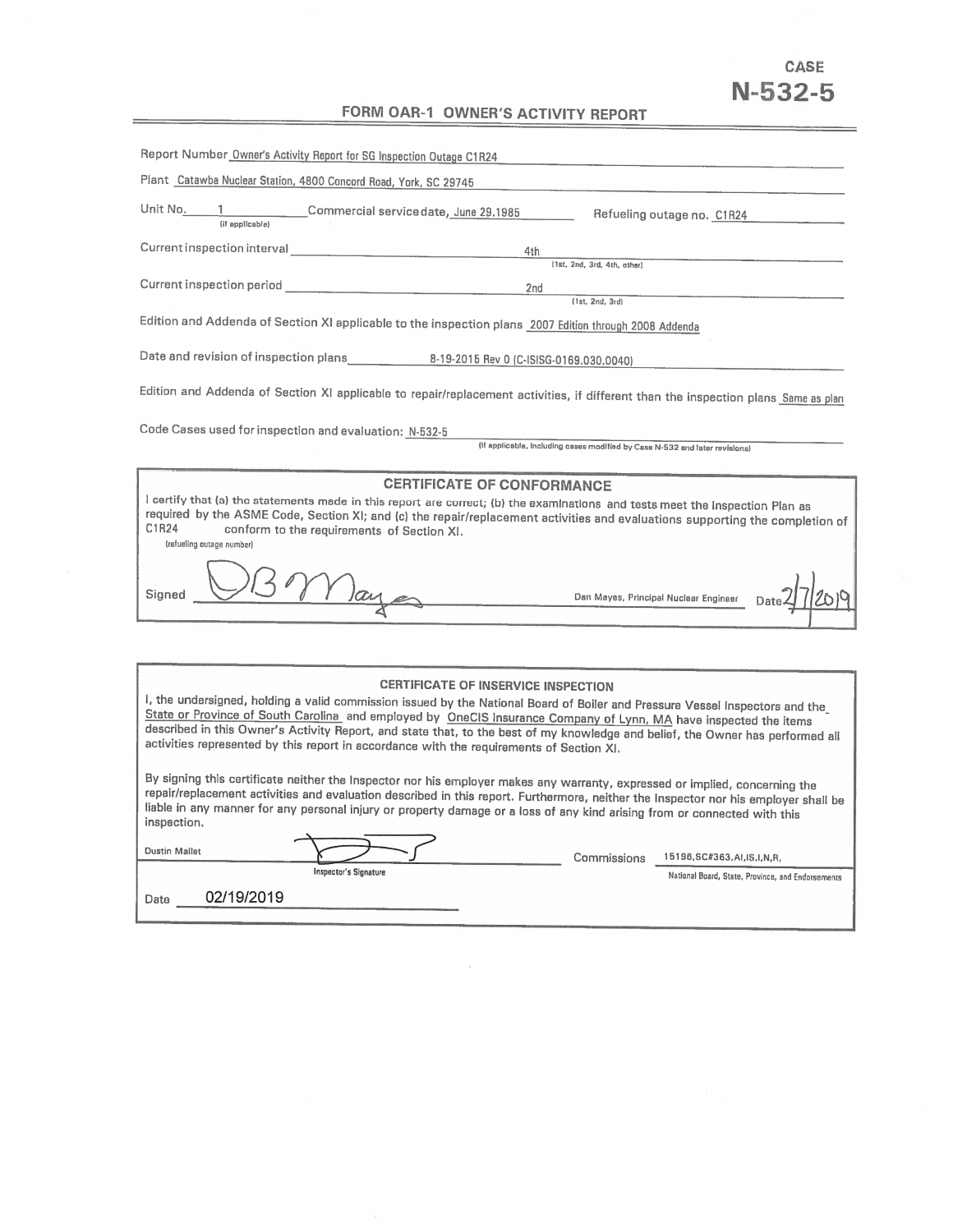**CASE**
**N-532-5**

## FORM OAR-1 OWNER'S ACTIVITY REPORT

Report Number Owner's Activity Report for SG Inspection Outage C1R24

Plant Catawba Nuclear Station, 4800 Concord Road, York, SC 29745

Unit No. 1 (if applicable) Commercial service date, June 29,1985 Refueling outage no. C1R24

Current inspection interval 4th (1st, 2nd, 3rd, 4th, other)

Current inspection period 2nd (1st, 2nd, 3rd)

Edition and Addenda of Section XI applicable to the inspection plans 2007 Edition through 2008 Addenda

Date and revision of inspection plans 8-19-2015 Rev 0 (C-ISISG-0169.030.0040)

Edition and Addenda of Section XI applicable to repair/replacement activities, if different than the inspection plans Same as plan

Code Cases used for inspection and evaluation: N-532-5 (if applicable, including cases modified by Case N-532 and later revisions)

### CERTIFICATE OF CONFORMANCE

I certify that (a) the statements made in this report are correct; (b) the examinations and tests meet the Inspection Plan as required by the ASME Code, Section XI; and (c) the repair/replacement activities and evaluations supporting the completion of C1R24 (refueling outage number) conform to the requirements of Section XI.

Signed *[signature]* Dan Mayes, Principal Nuclear Engineer Date 2/7/2019

### CERTIFICATE OF INSERVICE INSPECTION

I, the undersigned, holding a valid commission issued by the National Board of Boiler and Pressure Vessel Inspectors and the State or Province of South Carolina and employed by OneCIS Insurance Company of Lynn, MA have inspected the items described in this Owner's Activity Report, and state that, to the best of my knowledge and belief, the Owner has performed all activities represented by this report in accordance with the requirements of Section XI.

By signing this certificate neither the Inspector nor his employer makes any warranty, expressed or implied, concerning the repair/replacement activities and evaluation described in this report. Furthermore, neither the Inspector nor his employer shall be liable in any manner for any personal injury or property damage or a loss of any kind arising from or connected with this inspection.

Dustin Mallet *[signature]* Inspector's Signature Commissions 15196,SC#363,AI,IS,I,N,R, National Board, State, Province, and Endorsements

Date 02/19/2019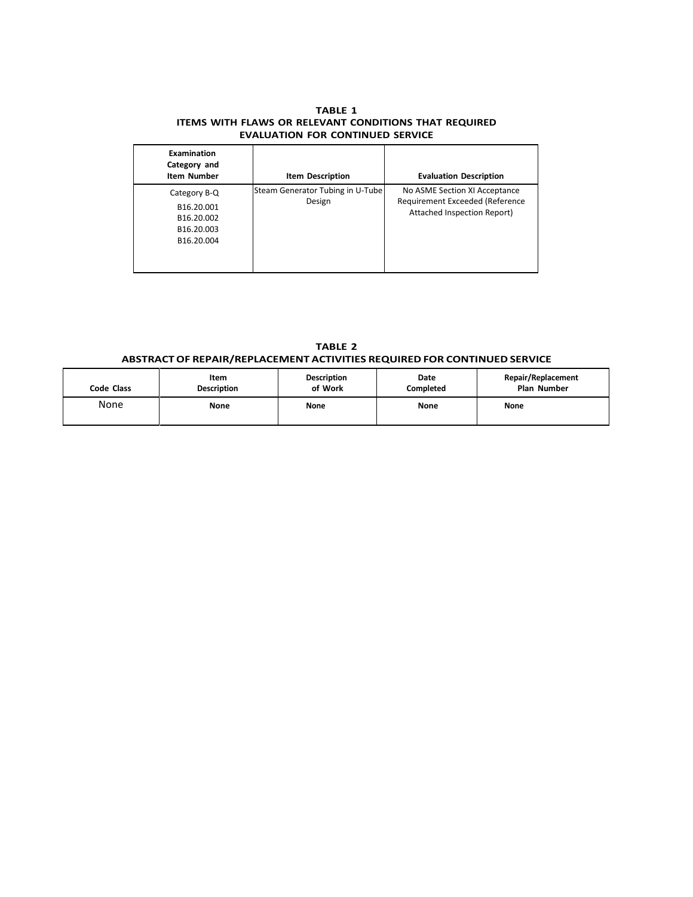**TABLE 1**
**ITEMS WITH FLAWS OR RELEVANT CONDITIONS THAT REQUIRED EVALUATION FOR CONTINUED SERVICE**

| Examination Category and Item Number | Item Description | Evaluation Description |
|---|---|---|
| Category B-Q<br>B16.20.001<br>B16.20.002<br>B16.20.003<br>B16.20.004 | Steam Generator Tubing in U-Tube Design | No ASME Section XI Acceptance Requirement Exceeded (Reference Attached Inspection Report) |

**TABLE 2**
**ABSTRACT OF REPAIR/REPLACEMENT ACTIVITIES REQUIRED FOR CONTINUED SERVICE**

| Code Class | Item Description | Description of Work | Date Completed | Repair/Replacement Plan Number |
|---|---|---|---|---|
| None | None | None | None | None |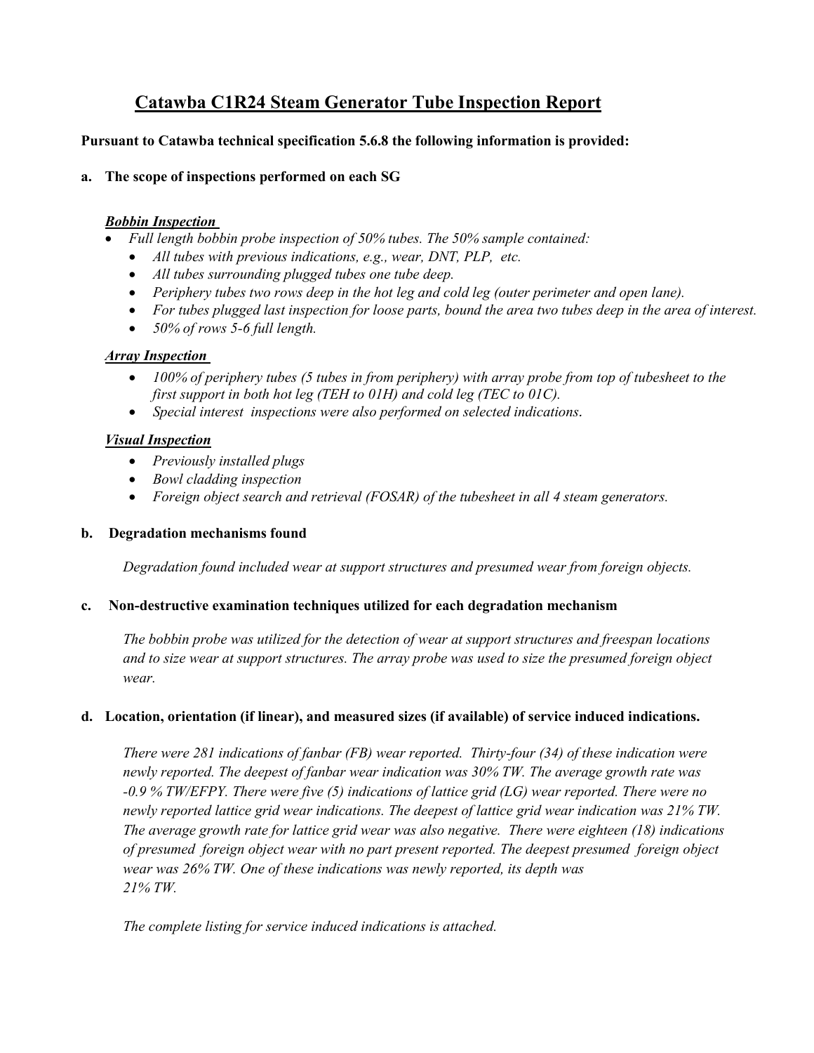# Catawba C1R24 Steam Generator Tube Inspection Report

**Pursuant to Catawba technical specification 5.6.8 the following information is provided:**

**a. The scope of inspections performed on each SG**

***Bobbin Inspection***

- *Full length bobbin probe inspection of 50% tubes. The 50% sample contained:*
  - *All tubes with previous indications, e.g., wear, DNT, PLP, etc.*
  - *All tubes surrounding plugged tubes one tube deep.*
  - *Periphery tubes two rows deep in the hot leg and cold leg (outer perimeter and open lane).*
  - *For tubes plugged last inspection for loose parts, bound the area two tubes deep in the area of interest.*
  - *50% of rows 5-6 full length.*

***Array Inspection***

- *100% of periphery tubes (5 tubes in from periphery) with array probe from top of tubesheet to the first support in both hot leg (TEH to 01H) and cold leg (TEC to 01C).*
- *Special interest inspections were also performed on selected indications.*

***Visual Inspection***

- *Previously installed plugs*
- *Bowl cladding inspection*
- *Foreign object search and retrieval (FOSAR) of the tubesheet in all 4 steam generators.*

**b. Degradation mechanisms found**

*Degradation found included wear at support structures and presumed wear from foreign objects.*

**c. Non-destructive examination techniques utilized for each degradation mechanism**

*The bobbin probe was utilized for the detection of wear at support structures and freespan locations and to size wear at support structures. The array probe was used to size the presumed foreign object wear.*

**d. Location, orientation (if linear), and measured sizes (if available) of service induced indications.**

*There were 281 indications of fanbar (FB) wear reported. Thirty-four (34) of these indication were newly reported. The deepest of fanbar wear indication was 30% TW. The average growth rate was -0.9 % TW/EFPY. There were five (5) indications of lattice grid (LG) wear reported. There were no newly reported lattice grid wear indications. The deepest of lattice grid wear indication was 21% TW. The average growth rate for lattice grid wear was also negative. There were eighteen (18) indications of presumed foreign object wear with no part present reported. The deepest presumed foreign object wear was 26% TW. One of these indications was newly reported, its depth was 21% TW.*

*The complete listing for service induced indications is attached.*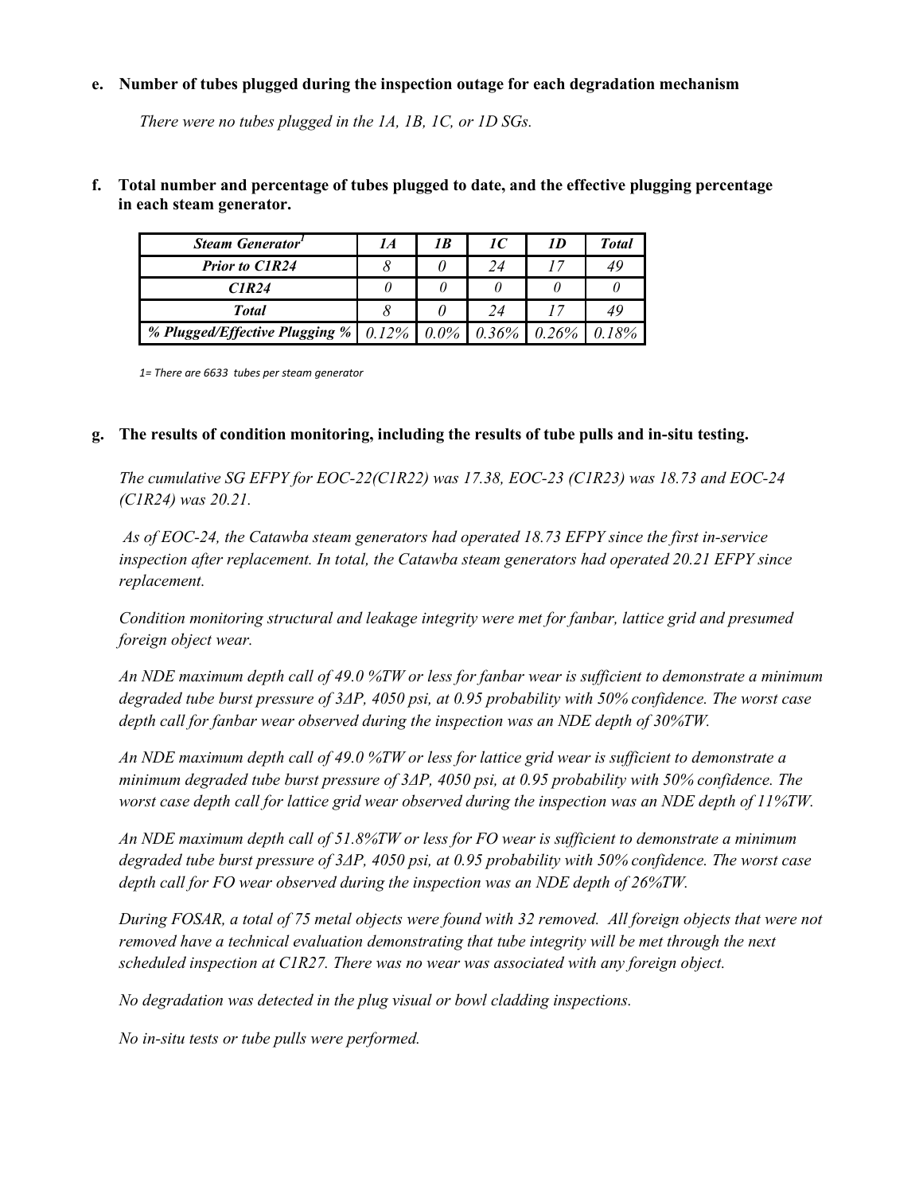**e. Number of tubes plugged during the inspection outage for each degradation mechanism**

*There were no tubes plugged in the 1A, 1B, 1C, or 1D SGs.*

**f. Total number and percentage of tubes plugged to date, and the effective plugging percentage in each steam generator.**

| *Steam Generator*[1] | *1A* | *1B* | *1C* | *1D* | *Total* |
|---|---|---|---|---|---|
| *Prior to C1R24* | *8* | *0* | *24* | *17* | *49* |
| *C1R24* | *0* | *0* | *0* | *0* | *0* |
| *Total* | *8* | *0* | *24* | *17* | *49* |
| *% Plugged/Effective Plugging %* | *0.12%* | *0.0%* | *0.36%* | *0.26%* | *0.18%* |

*1= There are 6633 tubes per steam generator*

**g. The results of condition monitoring, including the results of tube pulls and in-situ testing.**

*The cumulative SG EFPY for EOC-22(C1R22) was 17.38, EOC-23 (C1R23) was 18.73 and EOC-24 (C1R24) was 20.21.*

*As of EOC-24, the Catawba steam generators had operated 18.73 EFPY since the first in-service inspection after replacement. In total, the Catawba steam generators had operated 20.21 EFPY since replacement.*

*Condition monitoring structural and leakage integrity were met for fanbar, lattice grid and presumed foreign object wear.*

*An NDE maximum depth call of 49.0 %TW or less for fanbar wear is sufficient to demonstrate a minimum degraded tube burst pressure of 3ΔP, 4050 psi, at 0.95 probability with 50% confidence. The worst case depth call for fanbar wear observed during the inspection was an NDE depth of 30%TW.*

*An NDE maximum depth call of 49.0 %TW or less for lattice grid wear is sufficient to demonstrate a minimum degraded tube burst pressure of 3ΔP, 4050 psi, at 0.95 probability with 50% confidence. The worst case depth call for lattice grid wear observed during the inspection was an NDE depth of 11%TW.*

*An NDE maximum depth call of 51.8%TW or less for FO wear is sufficient to demonstrate a minimum degraded tube burst pressure of 3ΔP, 4050 psi, at 0.95 probability with 50% confidence. The worst case depth call for FO wear observed during the inspection was an NDE depth of 26%TW.*

*During FOSAR, a total of 75 metal objects were found with 32 removed. All foreign objects that were not removed have a technical evaluation demonstrating that tube integrity will be met through the next scheduled inspection at C1R27. There was no wear was associated with any foreign object.*

*No degradation was detected in the plug visual or bowl cladding inspections.*

*No in-situ tests or tube pulls were performed.*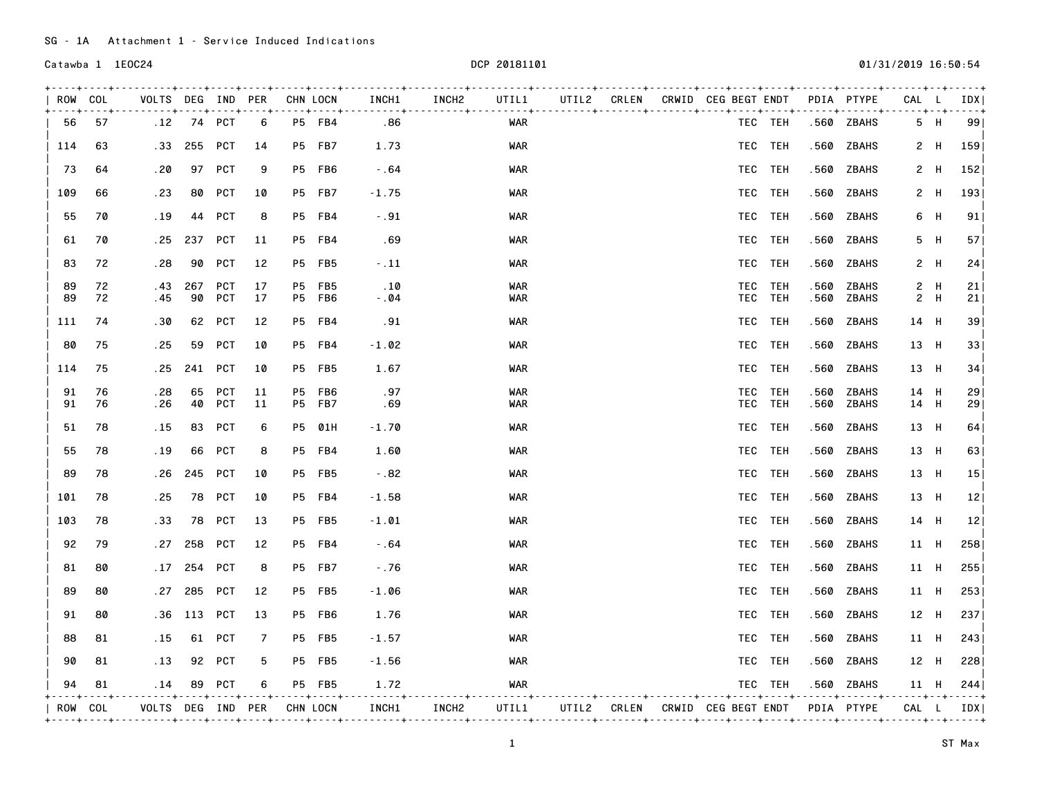SG - 1A Attachment 1 - Service Induced Indications

Catawba 1 1EOC24 DCP 20181101 01/31/2019 16:50:54

| ROW | COL | VOLTS | DEG | IND | PER | CHN | LOCN | INCH1 | INCH2 | UTIL1 | UTIL2 | CRLEN | CRWID | CEG | BEGT | ENDT | PDIA | PTYPE | CAL | L | IDX |
|---|---|---|---|---|---|---|---|---|---|---|---|---|---|---|---|---|---|---|---|---|---|
| 56 | 57 | .12 | 74 | PCT | 6 | P5 | FB4 | .86 | | WAR | | | | | TEC | TEH | .560 | ZBAHS | 5 | H | 99 |
| 114 | 63 | .33 | 255 | PCT | 14 | P5 | FB7 | 1.73 | | WAR | | | | | TEC | TEH | .560 | ZBAHS | 2 | H | 159 |
| 73 | 64 | .20 | 97 | PCT | 9 | P5 | FB6 | -.64 | | WAR | | | | | TEC | TEH | .560 | ZBAHS | 2 | H | 152 |
| 109 | 66 | .23 | 80 | PCT | 10 | P5 | FB7 | -1.75 | | WAR | | | | | TEC | TEH | .560 | ZBAHS | 2 | H | 193 |
| 55 | 70 | .19 | 44 | PCT | 8 | P5 | FB4 | -.91 | | WAR | | | | | TEC | TEH | .560 | ZBAHS | 6 | H | 91 |
| 61 | 70 | .25 | 237 | PCT | 11 | P5 | FB4 | .69 | | WAR | | | | | TEC | TEH | .560 | ZBAHS | 5 | H | 57 |
| 83 | 72 | .28 | 90 | PCT | 12 | P5 | FB5 | -.11 | | WAR | | | | | TEC | TEH | .560 | ZBAHS | 2 | H | 24 |
| 89 | 72 | .43 | 267 | PCT | 17 | P5 | FB5 | .10 | | WAR | | | | | TEC | TEH | .560 | ZBAHS | 2 | H | 21 |
| 89 | 72 | .45 | 90 | PCT | 17 | P5 | FB6 | -.04 | | WAR | | | | | TEC | TEH | .560 | ZBAHS | 2 | H | 21 |
| 111 | 74 | .30 | 62 | PCT | 12 | P5 | FB4 | .91 | | WAR | | | | | TEC | TEH | .560 | ZBAHS | 14 | H | 39 |
| 80 | 75 | .25 | 59 | PCT | 10 | P5 | FB4 | -1.02 | | WAR | | | | | TEC | TEH | .560 | ZBAHS | 13 | H | 33 |
| 114 | 75 | .25 | 241 | PCT | 10 | P5 | FB5 | 1.67 | | WAR | | | | | TEC | TEH | .560 | ZBAHS | 13 | H | 34 |
| 91 | 76 | .28 | 65 | PCT | 11 | P5 | FB6 | .97 | | WAR | | | | | TEC | TEH | .560 | ZBAHS | 14 | H | 29 |
| 91 | 76 | .26 | 40 | PCT | 11 | P5 | FB7 | .69 | | WAR | | | | | TEC | TEH | .560 | ZBAHS | 14 | H | 29 |
| 51 | 78 | .15 | 83 | PCT | 6 | P5 | 01H | -1.70 | | WAR | | | | | TEC | TEH | .560 | ZBAHS | 13 | H | 64 |
| 55 | 78 | .19 | 66 | PCT | 8 | P5 | FB4 | 1.60 | | WAR | | | | | TEC | TEH | .560 | ZBAHS | 13 | H | 63 |
| 89 | 78 | .26 | 245 | PCT | 10 | P5 | FB5 | -.82 | | WAR | | | | | TEC | TEH | .560 | ZBAHS | 13 | H | 15 |
| 101 | 78 | .25 | 78 | PCT | 10 | P5 | FB4 | -1.58 | | WAR | | | | | TEC | TEH | .560 | ZBAHS | 13 | H | 12 |
| 103 | 78 | .33 | 78 | PCT | 13 | P5 | FB5 | -1.01 | | WAR | | | | | TEC | TEH | .560 | ZBAHS | 14 | H | 12 |
| 92 | 79 | .27 | 258 | PCT | 12 | P5 | FB4 | -.64 | | WAR | | | | | TEC | TEH | .560 | ZBAHS | 11 | H | 258 |
| 81 | 80 | .17 | 254 | PCT | 8 | P5 | FB7 | -.76 | | WAR | | | | | TEC | TEH | .560 | ZBAHS | 11 | H | 255 |
| 89 | 80 | .27 | 285 | PCT | 12 | P5 | FB5 | -1.06 | | WAR | | | | | TEC | TEH | .560 | ZBAHS | 11 | H | 253 |
| 91 | 80 | .36 | 113 | PCT | 13 | P5 | FB6 | 1.76 | | WAR | | | | | TEC | TEH | .560 | ZBAHS | 12 | H | 237 |
| 88 | 81 | .15 | 61 | PCT | 7 | P5 | FB5 | -1.57 | | WAR | | | | | TEC | TEH | .560 | ZBAHS | 11 | H | 243 |
| 90 | 81 | .13 | 92 | PCT | 5 | P5 | FB5 | -1.56 | | WAR | | | | | TEC | TEH | .560 | ZBAHS | 12 | H | 228 |
| 94 | 81 | .14 | 89 | PCT | 6 | P5 | FB5 | 1.72 | | WAR | | | | | TEC | TEH | .560 | ZBAHS | 11 | H | 244 |

ST Max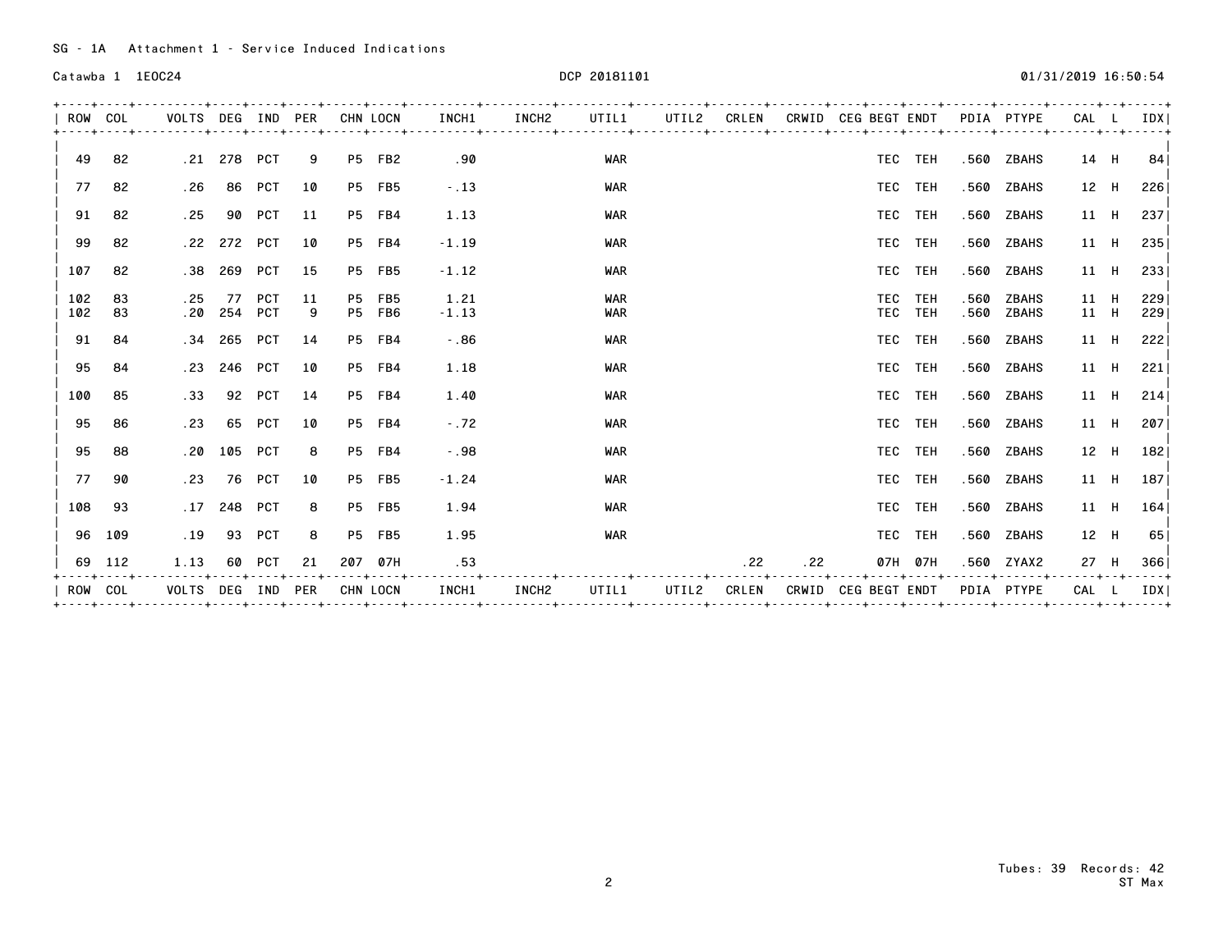SG - 1A Attachment 1 - Service Induced Indications

Catawba 1 1EOC24

DCP 20181101

01/31/2019 16:50:54

| ROW | COL | VOLTS | DEG | IND | PER | CHN | LOCN | INCH1 | INCH2 | UTIL1 | UTIL2 | CRLEN | CRWID | CEG | BEGT | ENDT | PDIA | PTYPE | CAL | L | IDX |
|---|---|---|---|---|---|---|---|---|---|---|---|---|---|---|---|---|---|---|---|---|---|
| 49 | 82 | .21 | 278 | PCT | 9 | P5 | FB2 | .90 | | WAR | | | | | TEC | TEH | .560 | ZBAHS | 14 | H | 84 |
| 77 | 82 | .26 | 86 | PCT | 10 | P5 | FB5 | -.13 | | WAR | | | | | TEC | TEH | .560 | ZBAHS | 12 | H | 226 |
| 91 | 82 | .25 | 90 | PCT | 11 | P5 | FB4 | 1.13 | | WAR | | | | | TEC | TEH | .560 | ZBAHS | 11 | H | 237 |
| 99 | 82 | .22 | 272 | PCT | 10 | P5 | FB4 | -1.19 | | WAR | | | | | TEC | TEH | .560 | ZBAHS | 11 | H | 235 |
| 107 | 82 | .38 | 269 | PCT | 15 | P5 | FB5 | -1.12 | | WAR | | | | | TEC | TEH | .560 | ZBAHS | 11 | H | 233 |
| 102 | 83 | .25 | 77 | PCT | 11 | P5 | FB5 | 1.21 | | WAR | | | | | TEC | TEH | .560 | ZBAHS | 11 | H | 229 |
| 102 | 83 | .20 | 254 | PCT | 9 | P5 | FB6 | -1.13 | | WAR | | | | | TEC | TEH | .560 | ZBAHS | 11 | H | 229 |
| 91 | 84 | .34 | 265 | PCT | 14 | P5 | FB4 | -.86 | | WAR | | | | | TEC | TEH | .560 | ZBAHS | 11 | H | 222 |
| 95 | 84 | .23 | 246 | PCT | 10 | P5 | FB4 | 1.18 | | WAR | | | | | TEC | TEH | .560 | ZBAHS | 11 | H | 221 |
| 100 | 85 | .33 | 92 | PCT | 14 | P5 | FB4 | 1.40 | | WAR | | | | | TEC | TEH | .560 | ZBAHS | 11 | H | 214 |
| 95 | 86 | .23 | 65 | PCT | 10 | P5 | FB4 | -.72 | | WAR | | | | | TEC | TEH | .560 | ZBAHS | 11 | H | 207 |
| 95 | 88 | .20 | 105 | PCT | 8 | P5 | FB4 | -.98 | | WAR | | | | | TEC | TEH | .560 | ZBAHS | 12 | H | 182 |
| 77 | 90 | .23 | 76 | PCT | 10 | P5 | FB5 | -1.24 | | WAR | | | | | TEC | TEH | .560 | ZBAHS | 11 | H | 187 |
| 108 | 93 | .17 | 248 | PCT | 8 | P5 | FB5 | 1.94 | | WAR | | | | | TEC | TEH | .560 | ZBAHS | 11 | H | 164 |
| 96 | 109 | .19 | 93 | PCT | 8 | P5 | FB5 | 1.95 | | WAR | | | | | TEC | TEH | .560 | ZBAHS | 12 | H | 65 |
| 69 | 112 | 1.13 | 60 | PCT | 21 | 207 | 07H | .53 | | | | .22 | .22 | | 07H | 07H | .560 | ZYAX2 | 27 | H | 366 |

Tubes: 39 Records: 42
ST Max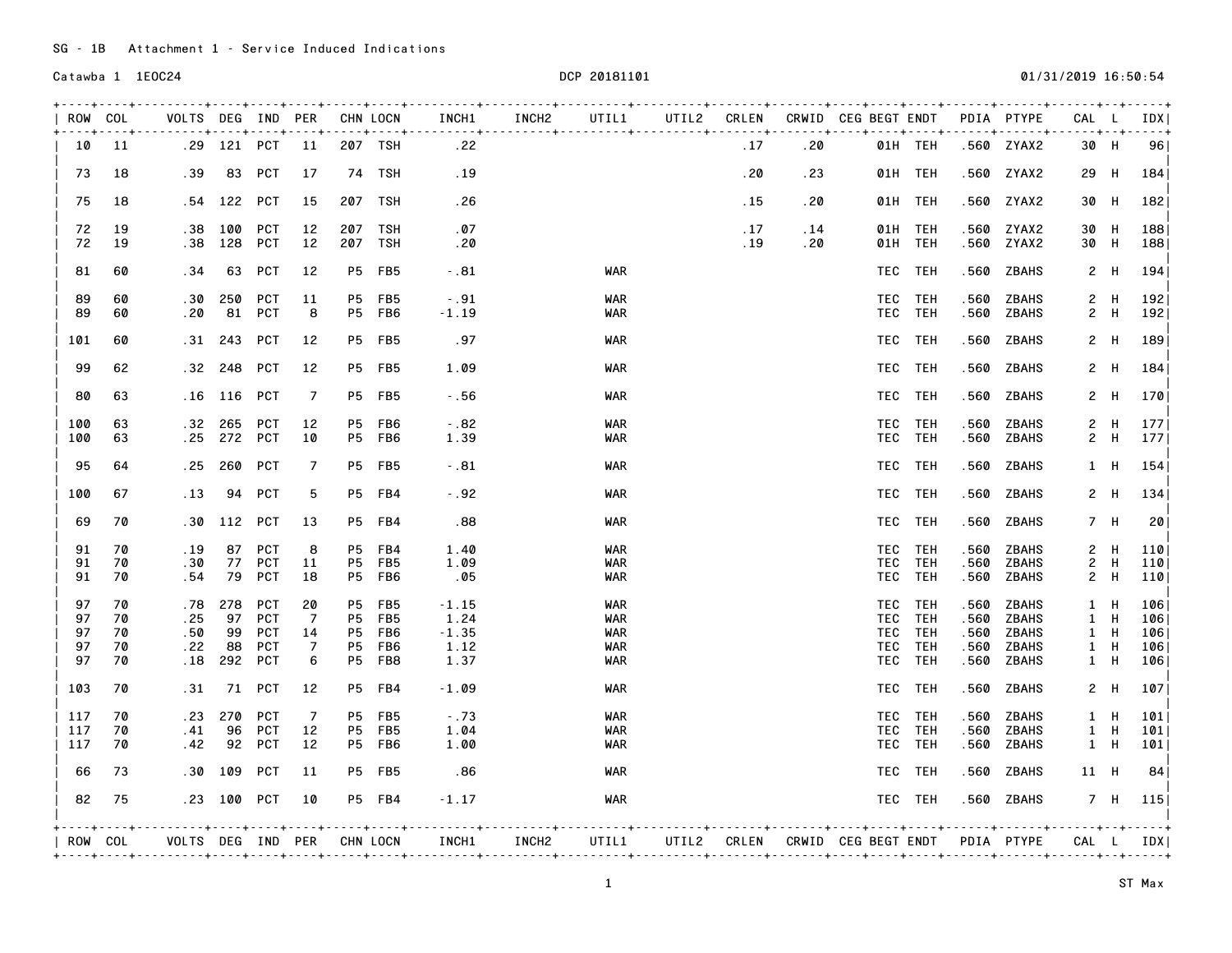SG - 1B Attachment 1 - Service Induced Indications

Catawba 1 1EOC24

DCP 20181101

01/31/2019 16:50:54

| ROW | COL | VOLTS | DEG | IND | PER | CHN | LOCN | INCH1 | INCH2 | UTIL1 | UTIL2 | CRLEN | CRWID | CEG | BEGT | ENDT | PDIA | PTYPE | CAL | L | IDX |
|---|---|---|---|---|---|---|---|---|---|---|---|---|---|---|---|---|---|---|---|---|---|
| 10 | 11 | .29 | 121 | PCT | 11 | 207 | TSH | .22 | | | | .17 | .20 | | 01H | TEH | .560 | ZYAX2 | 30 | H | 96 |
| 73 | 18 | .39 | 83 | PCT | 17 | 74 | TSH | .19 | | | | .20 | .23 | | 01H | TEH | .560 | ZYAX2 | 29 | H | 184 |
| 75 | 18 | .54 | 122 | PCT | 15 | 207 | TSH | .26 | | | | .15 | .20 | | 01H | TEH | .560 | ZYAX2 | 30 | H | 182 |
| 72 | 19 | .38 | 100 | PCT | 12 | 207 | TSH | .07 | | | | .17 | .14 | | 01H | TEH | .560 | ZYAX2 | 30 | H | 188 |
| 72 | 19 | .38 | 128 | PCT | 12 | 207 | TSH | .20 | | | | .19 | .20 | | 01H | TEH | .560 | ZYAX2 | 30 | H | 188 |
| 81 | 60 | .34 | 63 | PCT | 12 | P5 | FB5 | -.81 | | WAR | | | | | TEC | TEH | .560 | ZBAHS | 2 | H | 194 |
| 89 | 60 | .30 | 250 | PCT | 11 | P5 | FB5 | -.91 | | WAR | | | | | TEC | TEH | .560 | ZBAHS | 2 | H | 192 |
| 89 | 60 | .20 | 81 | PCT | 8 | P5 | FB6 | -1.19 | | WAR | | | | | TEC | TEH | .560 | ZBAHS | 2 | H | 192 |
| 101 | 60 | .31 | 243 | PCT | 12 | P5 | FB5 | .97 | | WAR | | | | | TEC | TEH | .560 | ZBAHS | 2 | H | 189 |
| 99 | 62 | .32 | 248 | PCT | 12 | P5 | FB5 | 1.09 | | WAR | | | | | TEC | TEH | .560 | ZBAHS | 2 | H | 184 |
| 80 | 63 | .16 | 116 | PCT | 7 | P5 | FB5 | -.56 | | WAR | | | | | TEC | TEH | .560 | ZBAHS | 2 | H | 170 |
| 100 | 63 | .32 | 265 | PCT | 12 | P5 | FB6 | -.82 | | WAR | | | | | TEC | TEH | .560 | ZBAHS | 2 | H | 177 |
| 100 | 63 | .25 | 272 | PCT | 10 | P5 | FB6 | 1.39 | | WAR | | | | | TEC | TEH | .560 | ZBAHS | 2 | H | 177 |
| 95 | 64 | .25 | 260 | PCT | 7 | P5 | FB5 | -.81 | | WAR | | | | | TEC | TEH | .560 | ZBAHS | 1 | H | 154 |
| 100 | 67 | .13 | 94 | PCT | 5 | P5 | FB4 | -.92 | | WAR | | | | | TEC | TEH | .560 | ZBAHS | 2 | H | 134 |
| 69 | 70 | .30 | 112 | PCT | 13 | P5 | FB4 | .88 | | WAR | | | | | TEC | TEH | .560 | ZBAHS | 7 | H | 20 |
| 91 | 70 | .19 | 87 | PCT | 8 | P5 | FB4 | 1.40 | | WAR | | | | | TEC | TEH | .560 | ZBAHS | 2 | H | 110 |
| 91 | 70 | .30 | 77 | PCT | 11 | P5 | FB5 | 1.09 | | WAR | | | | | TEC | TEH | .560 | ZBAHS | 2 | H | 110 |
| 91 | 70 | .54 | 79 | PCT | 18 | P5 | FB6 | .05 | | WAR | | | | | TEC | TEH | .560 | ZBAHS | 2 | H | 110 |
| 97 | 70 | .78 | 278 | PCT | 20 | P5 | FB5 | -1.15 | | WAR | | | | | TEC | TEH | .560 | ZBAHS | 1 | H | 106 |
| 97 | 70 | .25 | 97 | PCT | 7 | P5 | FB5 | 1.24 | | WAR | | | | | TEC | TEH | .560 | ZBAHS | 1 | H | 106 |
| 97 | 70 | .50 | 99 | PCT | 14 | P5 | FB6 | -1.35 | | WAR | | | | | TEC | TEH | .560 | ZBAHS | 1 | H | 106 |
| 97 | 70 | .22 | 88 | PCT | 7 | P5 | FB6 | 1.12 | | WAR | | | | | TEC | TEH | .560 | ZBAHS | 1 | H | 106 |
| 97 | 70 | .18 | 292 | PCT | 6 | P5 | FB8 | 1.37 | | WAR | | | | | TEC | TEH | .560 | ZBAHS | 1 | H | 106 |
| 103 | 70 | .31 | 71 | PCT | 12 | P5 | FB4 | -1.09 | | WAR | | | | | TEC | TEH | .560 | ZBAHS | 2 | H | 107 |
| 117 | 70 | .23 | 270 | PCT | 7 | P5 | FB5 | -.73 | | WAR | | | | | TEC | TEH | .560 | ZBAHS | 1 | H | 101 |
| 117 | 70 | .41 | 96 | PCT | 12 | P5 | FB5 | 1.04 | | WAR | | | | | TEC | TEH | .560 | ZBAHS | 1 | H | 101 |
| 117 | 70 | .42 | 92 | PCT | 12 | P5 | FB6 | 1.00 | | WAR | | | | | TEC | TEH | .560 | ZBAHS | 1 | H | 101 |
| 66 | 73 | .30 | 109 | PCT | 11 | P5 | FB5 | .86 | | WAR | | | | | TEC | TEH | .560 | ZBAHS | 11 | H | 84 |
| 82 | 75 | .23 | 100 | PCT | 10 | P5 | FB4 | -1.17 | | WAR | | | | | TEC | TEH | .560 | ZBAHS | 7 | H | 115 |

ST Max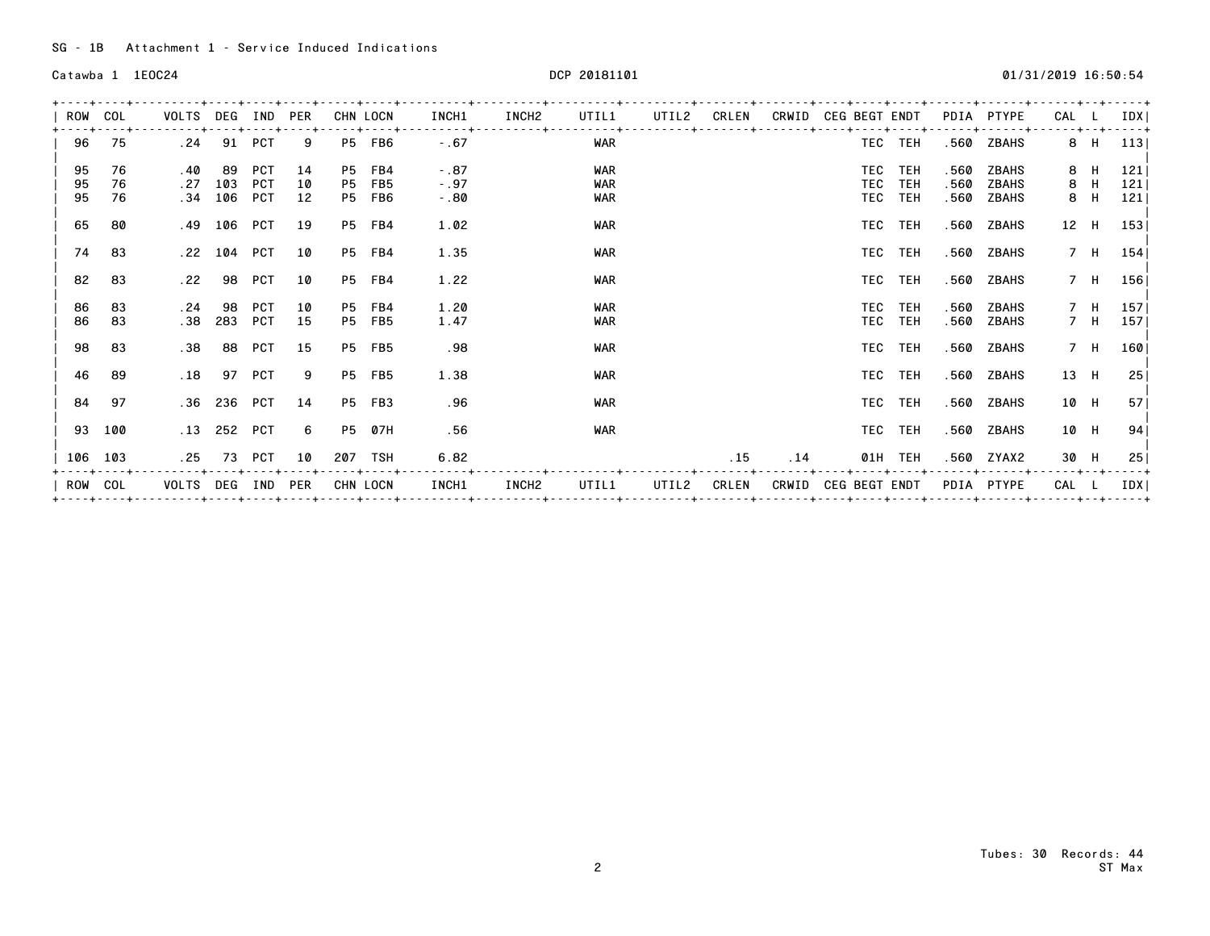SG - 1B Attachment 1 - Service Induced Indications

Catawba 1 1EOC24 DCP 20181101 01/31/2019 16:50:54

| ROW | COL | VOLTS | DEG | IND | PER | CHN | LOCN | INCH1 | INCH2 | UTIL1 | UTIL2 | CRLEN | CRWID | CEG | BEGT | ENDT | PDIA | PTYPE | CAL | L | IDX |
|---|---|---|---|---|---|---|---|---|---|---|---|---|---|---|---|---|---|---|---|---|---|
| 96 | 75 | .24 | 91 | PCT | 9 | P5 | FB6 | -.67 | | WAR | | | | | TEC | TEH | .560 | ZBAHS | 8 | H | 113 |
| 95 | 76 | .40 | 89 | PCT | 14 | P5 | FB4 | -.87 | | WAR | | | | | TEC | TEH | .560 | ZBAHS | 8 | H | 121 |
| 95 | 76 | .27 | 103 | PCT | 10 | P5 | FB5 | -.97 | | WAR | | | | | TEC | TEH | .560 | ZBAHS | 8 | H | 121 |
| 95 | 76 | .34 | 106 | PCT | 12 | P5 | FB6 | -.80 | | WAR | | | | | TEC | TEH | .560 | ZBAHS | 8 | H | 121 |
| 65 | 80 | .49 | 106 | PCT | 19 | P5 | FB4 | 1.02 | | WAR | | | | | TEC | TEH | .560 | ZBAHS | 12 | H | 153 |
| 74 | 83 | .22 | 104 | PCT | 10 | P5 | FB4 | 1.35 | | WAR | | | | | TEC | TEH | .560 | ZBAHS | 7 | H | 154 |
| 82 | 83 | .22 | 98 | PCT | 10 | P5 | FB4 | 1.22 | | WAR | | | | | TEC | TEH | .560 | ZBAHS | 7 | H | 156 |
| 86 | 83 | .24 | 98 | PCT | 10 | P5 | FB4 | 1.20 | | WAR | | | | | TEC | TEH | .560 | ZBAHS | 7 | H | 157 |
| 86 | 83 | .38 | 283 | PCT | 15 | P5 | FB5 | 1.47 | | WAR | | | | | TEC | TEH | .560 | ZBAHS | 7 | H | 157 |
| 98 | 83 | .38 | 88 | PCT | 15 | P5 | FB5 | .98 | | WAR | | | | | TEC | TEH | .560 | ZBAHS | 7 | H | 160 |
| 46 | 89 | .18 | 97 | PCT | 9 | P5 | FB5 | 1.38 | | WAR | | | | | TEC | TEH | .560 | ZBAHS | 13 | H | 25 |
| 84 | 97 | .36 | 236 | PCT | 14 | P5 | FB3 | .96 | | WAR | | | | | TEC | TEH | .560 | ZBAHS | 10 | H | 57 |
| 93 | 100 | .13 | 252 | PCT | 6 | P5 | 07H | .56 | | WAR | | | | | TEC | TEH | .560 | ZBAHS | 10 | H | 94 |
| 106 | 103 | .25 | 73 | PCT | 10 | 207 | TSH | 6.82 | | | | .15 | .14 | | 01H | TEH | .560 | ZYAX2 | 30 | H | 25 |
| ROW | COL | VOLTS | DEG | IND | PER | CHN | LOCN | INCH1 | INCH2 | UTIL1 | UTIL2 | CRLEN | CRWID | CEG | BEGT | ENDT | PDIA | PTYPE | CAL | L | IDX |

Tubes: 30 Records: 44
ST Max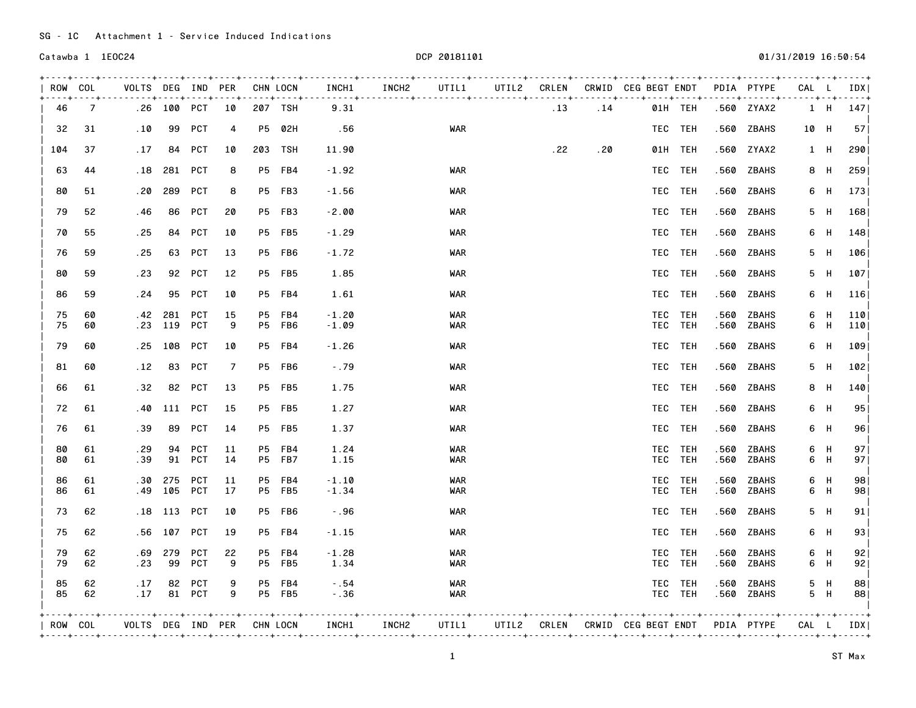SG - 1C Attachment 1 - Service Induced Indications

Catawba 1 1EOC24 DCP 20181101 01/31/2019 16:50:54

| ROW | COL | VOLTS | DEG | IND | PER | CHN | LOCN | INCH1 | INCH2 | UTIL1 | UTIL2 | CRLEN | CRWID | CEG | BEGT | ENDT | PDIA | PTYPE | CAL | L | IDX |
|---|---|---|---|---|---|---|---|---|---|---|---|---|---|---|---|---|---|---|---|---|---|
| 46 | 7 | .26 | 100 | PCT | 10 | 207 | TSH | 9.31 | | | | .13 | .14 | | 01H | TEH | .560 | ZYAX2 | 1 | H | 147 |
| 32 | 31 | .10 | 99 | PCT | 4 | P5 | 02H | .56 | | WAR | | | | | TEC | TEH | .560 | ZBAHS | 10 | H | 57 |
| 104 | 37 | .17 | 84 | PCT | 10 | 203 | TSH | 11.90 | | | | .22 | .20 | | 01H | TEH | .560 | ZYAX2 | 1 | H | 290 |
| 63 | 44 | .18 | 281 | PCT | 8 | P5 | FB4 | -1.92 | | WAR | | | | | TEC | TEH | .560 | ZBAHS | 8 | H | 259 |
| 80 | 51 | .20 | 289 | PCT | 8 | P5 | FB3 | -1.56 | | WAR | | | | | TEC | TEH | .560 | ZBAHS | 6 | H | 173 |
| 79 | 52 | .46 | 86 | PCT | 20 | P5 | FB3 | -2.00 | | WAR | | | | | TEC | TEH | .560 | ZBAHS | 5 | H | 168 |
| 70 | 55 | .25 | 84 | PCT | 10 | P5 | FB5 | -1.29 | | WAR | | | | | TEC | TEH | .560 | ZBAHS | 6 | H | 148 |
| 76 | 59 | .25 | 63 | PCT | 13 | P5 | FB6 | -1.72 | | WAR | | | | | TEC | TEH | .560 | ZBAHS | 5 | H | 106 |
| 80 | 59 | .23 | 92 | PCT | 12 | P5 | FB5 | 1.85 | | WAR | | | | | TEC | TEH | .560 | ZBAHS | 5 | H | 107 |
| 86 | 59 | .24 | 95 | PCT | 10 | P5 | FB4 | 1.61 | | WAR | | | | | TEC | TEH | .560 | ZBAHS | 6 | H | 116 |
| 75 | 60 | .42 | 281 | PCT | 15 | P5 | FB4 | -1.20 | | WAR | | | | | TEC | TEH | .560 | ZBAHS | 6 | H | 110 |
| 75 | 60 | .23 | 119 | PCT | 9 | P5 | FB6 | -1.09 | | WAR | | | | | TEC | TEH | .560 | ZBAHS | 6 | H | 110 |
| 79 | 60 | .25 | 108 | PCT | 10 | P5 | FB4 | -1.26 | | WAR | | | | | TEC | TEH | .560 | ZBAHS | 6 | H | 109 |
| 81 | 60 | .12 | 83 | PCT | 7 | P5 | FB6 | -.79 | | WAR | | | | | TEC | TEH | .560 | ZBAHS | 5 | H | 102 |
| 66 | 61 | .32 | 82 | PCT | 13 | P5 | FB5 | 1.75 | | WAR | | | | | TEC | TEH | .560 | ZBAHS | 8 | H | 140 |
| 72 | 61 | .40 | 111 | PCT | 15 | P5 | FB5 | 1.27 | | WAR | | | | | TEC | TEH | .560 | ZBAHS | 6 | H | 95 |
| 76 | 61 | .39 | 89 | PCT | 14 | P5 | FB5 | 1.37 | | WAR | | | | | TEC | TEH | .560 | ZBAHS | 6 | H | 96 |
| 80 | 61 | .29 | 94 | PCT | 11 | P5 | FB4 | 1.24 | | WAR | | | | | TEC | TEH | .560 | ZBAHS | 6 | H | 97 |
| 80 | 61 | .39 | 91 | PCT | 14 | P5 | FB7 | 1.15 | | WAR | | | | | TEC | TEH | .560 | ZBAHS | 6 | H | 97 |
| 86 | 61 | .30 | 275 | PCT | 11 | P5 | FB4 | -1.10 | | WAR | | | | | TEC | TEH | .560 | ZBAHS | 6 | H | 98 |
| 86 | 61 | .49 | 105 | PCT | 17 | P5 | FB5 | -1.34 | | WAR | | | | | TEC | TEH | .560 | ZBAHS | 6 | H | 98 |
| 73 | 62 | .18 | 113 | PCT | 10 | P5 | FB6 | -.96 | | WAR | | | | | TEC | TEH | .560 | ZBAHS | 5 | H | 91 |
| 75 | 62 | .56 | 107 | PCT | 19 | P5 | FB4 | -1.15 | | WAR | | | | | TEC | TEH | .560 | ZBAHS | 6 | H | 93 |
| 79 | 62 | .69 | 279 | PCT | 22 | P5 | FB4 | -1.28 | | WAR | | | | | TEC | TEH | .560 | ZBAHS | 6 | H | 92 |
| 79 | 62 | .23 | 99 | PCT | 9 | P5 | FB5 | 1.34 | | WAR | | | | | TEC | TEH | .560 | ZBAHS | 6 | H | 92 |
| 85 | 62 | .17 | 82 | PCT | 9 | P5 | FB4 | -.54 | | WAR | | | | | TEC | TEH | .560 | ZBAHS | 5 | H | 88 |
| 85 | 62 | .17 | 81 | PCT | 9 | P5 | FB5 | -.36 | | WAR | | | | | TEC | TEH | .560 | ZBAHS | 5 | H | 88 |

ST Max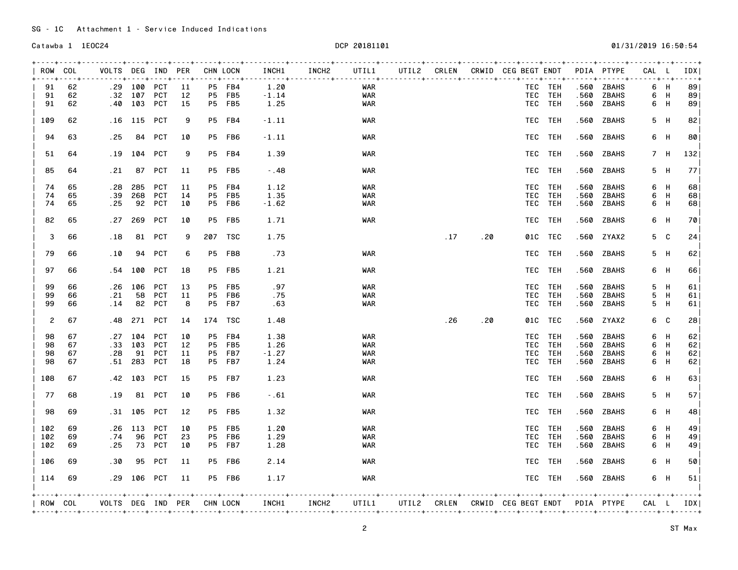SG - 1C Attachment 1 - Service Induced Indications

Catawba 1 1EOC24

DCP 20181101

01/31/2019 16:50:54

| ROW | COL | VOLTS | DEG | IND | PER | CHN | LOCN | INCH1 | INCH2 | UTIL1 | UTIL2 | CRLEN | CRWID | CEG | BEGT | ENDT | PDIA | PTYPE | CAL | L | IDX |
|---|---|---|---|---|---|---|---|---|---|---|---|---|---|---|---|---|---|---|---|---|---|
| 91 | 62 | .29 | 100 | PCT | 11 | P5 | FB4 | 1.20 | | WAR | | | | | TEC | TEH | .560 | ZBAHS | 6 | H | 89 |
| 91 | 62 | .32 | 107 | PCT | 12 | P5 | FB5 | -1.14 | | WAR | | | | | TEC | TEH | .560 | ZBAHS | 6 | H | 89 |
| 91 | 62 | .40 | 103 | PCT | 15 | P5 | FB5 | 1.25 | | WAR | | | | | TEC | TEH | .560 | ZBAHS | 6 | H | 89 |
| 109 | 62 | .16 | 115 | PCT | 9 | P5 | FB4 | -1.11 | | WAR | | | | | TEC | TEH | .560 | ZBAHS | 5 | H | 82 |
| 94 | 63 | .25 | 84 | PCT | 10 | P5 | FB6 | -1.11 | | WAR | | | | | TEC | TEH | .560 | ZBAHS | 6 | H | 80 |
| 51 | 64 | .19 | 104 | PCT | 9 | P5 | FB4 | 1.39 | | WAR | | | | | TEC | TEH | .560 | ZBAHS | 7 | H | 132 |
| 85 | 64 | .21 | 87 | PCT | 11 | P5 | FB5 | -.48 | | WAR | | | | | TEC | TEH | .560 | ZBAHS | 5 | H | 77 |
| 74 | 65 | .28 | 285 | PCT | 11 | P5 | FB4 | 1.12 | | WAR | | | | | TEC | TEH | .560 | ZBAHS | 6 | H | 68 |
| 74 | 65 | .39 | 268 | PCT | 14 | P5 | FB5 | 1.35 | | WAR | | | | | TEC | TEH | .560 | ZBAHS | 6 | H | 68 |
| 74 | 65 | .25 | 92 | PCT | 10 | P5 | FB6 | -1.62 | | WAR | | | | | TEC | TEH | .560 | ZBAHS | 6 | H | 68 |
| 82 | 65 | .27 | 269 | PCT | 10 | P5 | FB5 | 1.71 | | WAR | | | | | TEC | TEH | .560 | ZBAHS | 6 | H | 70 |
| 3 | 66 | .18 | 81 | PCT | 9 | 207 | TSC | 1.75 | | | | .17 | .20 | 01C | TEC | | .560 | ZYAX2 | 5 | C | 24 |
| 79 | 66 | .10 | 94 | PCT | 6 | P5 | FB8 | .73 | | WAR | | | | | TEC | TEH | .560 | ZBAHS | 5 | H | 62 |
| 97 | 66 | .54 | 100 | PCT | 18 | P5 | FB5 | 1.21 | | WAR | | | | | TEC | TEH | .560 | ZBAHS | 6 | H | 66 |
| 99 | 66 | .26 | 106 | PCT | 13 | P5 | FB5 | .97 | | WAR | | | | | TEC | TEH | .560 | ZBAHS | 5 | H | 61 |
| 99 | 66 | .21 | 58 | PCT | 11 | P5 | FB6 | .75 | | WAR | | | | | TEC | TEH | .560 | ZBAHS | 5 | H | 61 |
| 99 | 66 | .14 | 82 | PCT | 8 | P5 | FB7 | .63 | | WAR | | | | | TEC | TEH | .560 | ZBAHS | 5 | H | 61 |
| 2 | 67 | .48 | 271 | PCT | 14 | 174 | TSC | 1.48 | | | | .26 | .20 | 01C | TEC | | .560 | ZYAX2 | 6 | C | 28 |
| 98 | 67 | .27 | 104 | PCT | 10 | P5 | FB4 | 1.38 | | WAR | | | | | TEC | TEH | .560 | ZBAHS | 6 | H | 62 |
| 98 | 67 | .33 | 103 | PCT | 12 | P5 | FB5 | 1.26 | | WAR | | | | | TEC | TEH | .560 | ZBAHS | 6 | H | 62 |
| 98 | 67 | .28 | 91 | PCT | 11 | P5 | FB7 | -1.27 | | WAR | | | | | TEC | TEH | .560 | ZBAHS | 6 | H | 62 |
| 98 | 67 | .51 | 283 | PCT | 18 | P5 | FB7 | 1.24 | | WAR | | | | | TEC | TEH | .560 | ZBAHS | 6 | H | 62 |
| 108 | 67 | .42 | 103 | PCT | 15 | P5 | FB7 | 1.23 | | WAR | | | | | TEC | TEH | .560 | ZBAHS | 6 | H | 63 |
| 77 | 68 | .19 | 81 | PCT | 10 | P5 | FB6 | -.61 | | WAR | | | | | TEC | TEH | .560 | ZBAHS | 5 | H | 57 |
| 98 | 69 | .31 | 105 | PCT | 12 | P5 | FB5 | 1.32 | | WAR | | | | | TEC | TEH | .560 | ZBAHS | 6 | H | 48 |
| 102 | 69 | .26 | 113 | PCT | 10 | P5 | FB5 | 1.20 | | WAR | | | | | TEC | TEH | .560 | ZBAHS | 6 | H | 49 |
| 102 | 69 | .74 | 96 | PCT | 23 | P5 | FB6 | 1.29 | | WAR | | | | | TEC | TEH | .560 | ZBAHS | 6 | H | 49 |
| 102 | 69 | .25 | 73 | PCT | 10 | P5 | FB7 | 1.28 | | WAR | | | | | TEC | TEH | .560 | ZBAHS | 6 | H | 49 |
| 106 | 69 | .30 | 95 | PCT | 11 | P5 | FB6 | 2.14 | | WAR | | | | | TEC | TEH | .560 | ZBAHS | 6 | H | 50 |
| 114 | 69 | .29 | 106 | PCT | 11 | P5 | FB6 | 1.17 | | WAR | | | | | TEC | TEH | .560 | ZBAHS | 6 | H | 51 |

ST Max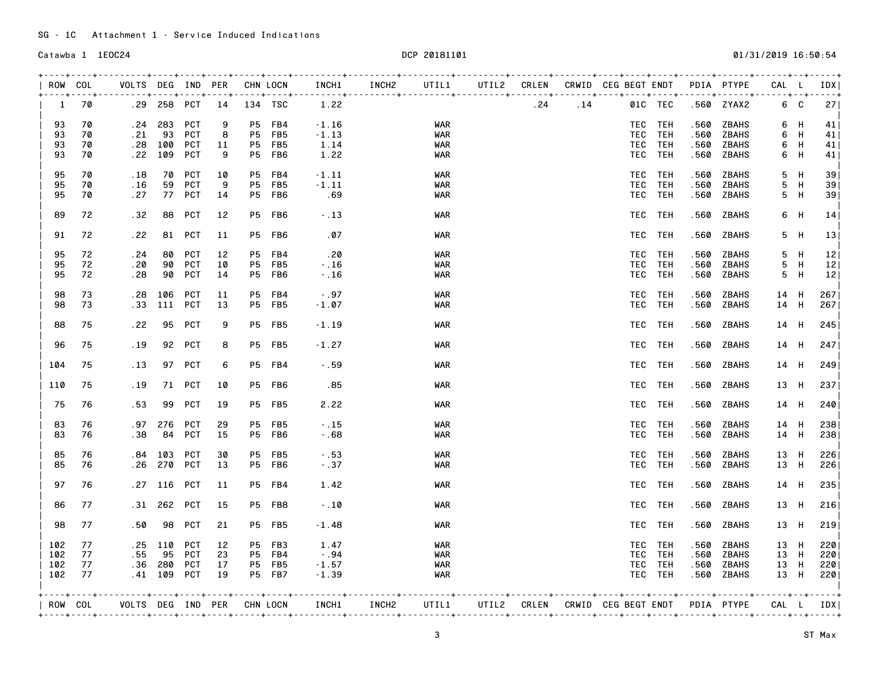SG - 1C Attachment 1 - Service Induced Indications

Catawba 1 1EOC24 DCP 20181101 01/31/2019 16:50:54

| ROW | COL | VOLTS | DEG | IND | PER | CHN | LOCN | INCH1 | INCH2 | UTIL1 | UTIL2 | CRLEN | CRWID | CEG | BEGT | ENDT | PDIA | PTYPE | CAL | L | IDX |
|---|---|---|---|---|---|---|---|---|---|---|---|---|---|---|---|---|---|---|---|---|---|
| 1 | 70 | .29 | 258 | PCT | 14 | 134 | TSC | 1.22 | | | | .24 | .14 | | 01C | TEC | .560 | ZYAX2 | 6 | C | 27 |
| 93 | 70 | .24 | 283 | PCT | 9 | P5 | FB4 | -1.16 | | WAR | | | | | TEC | TEH | .560 | ZBAHS | 6 | H | 41 |
| 93 | 70 | .21 | 93 | PCT | 8 | P5 | FB5 | -1.13 | | WAR | | | | | TEC | TEH | .560 | ZBAHS | 6 | H | 41 |
| 93 | 70 | .28 | 100 | PCT | 11 | P5 | FB5 | 1.14 | | WAR | | | | | TEC | TEH | .560 | ZBAHS | 6 | H | 41 |
| 93 | 70 | .22 | 109 | PCT | 9 | P5 | FB6 | 1.22 | | WAR | | | | | TEC | TEH | .560 | ZBAHS | 6 | H | 41 |
| 95 | 70 | .18 | 70 | PCT | 10 | P5 | FB4 | -1.11 | | WAR | | | | | TEC | TEH | .560 | ZBAHS | 5 | H | 39 |
| 95 | 70 | .16 | 59 | PCT | 9 | P5 | FB5 | -1.11 | | WAR | | | | | TEC | TEH | .560 | ZBAHS | 5 | H | 39 |
| 95 | 70 | .27 | 77 | PCT | 14 | P5 | FB6 | .69 | | WAR | | | | | TEC | TEH | .560 | ZBAHS | 5 | H | 39 |
| 89 | 72 | .32 | 88 | PCT | 12 | P5 | FB6 | -.13 | | WAR | | | | | TEC | TEH | .560 | ZBAHS | 6 | H | 14 |
| 91 | 72 | .22 | 81 | PCT | 11 | P5 | FB6 | .07 | | WAR | | | | | TEC | TEH | .560 | ZBAHS | 5 | H | 13 |
| 95 | 72 | .24 | 80 | PCT | 12 | P5 | FB4 | .20 | | WAR | | | | | TEC | TEH | .560 | ZBAHS | 5 | H | 12 |
| 95 | 72 | .20 | 90 | PCT | 10 | P5 | FB5 | -.16 | | WAR | | | | | TEC | TEH | .560 | ZBAHS | 5 | H | 12 |
| 95 | 72 | .28 | 90 | PCT | 14 | P5 | FB6 | -.16 | | WAR | | | | | TEC | TEH | .560 | ZBAHS | 5 | H | 12 |
| 98 | 73 | .28 | 106 | PCT | 11 | P5 | FB4 | -.97 | | WAR | | | | | TEC | TEH | .560 | ZBAHS | 14 | H | 267 |
| 98 | 73 | .33 | 111 | PCT | 13 | P5 | FB5 | -1.07 | | WAR | | | | | TEC | TEH | .560 | ZBAHS | 14 | H | 267 |
| 88 | 75 | .22 | 95 | PCT | 9 | P5 | FB5 | -1.19 | | WAR | | | | | TEC | TEH | .560 | ZBAHS | 14 | H | 245 |
| 96 | 75 | .19 | 92 | PCT | 8 | P5 | FB5 | -1.27 | | WAR | | | | | TEC | TEH | .560 | ZBAHS | 14 | H | 247 |
| 104 | 75 | .13 | 97 | PCT | 6 | P5 | FB4 | -.59 | | WAR | | | | | TEC | TEH | .560 | ZBAHS | 14 | H | 249 |
| 110 | 75 | .19 | 71 | PCT | 10 | P5 | FB6 | .85 | | WAR | | | | | TEC | TEH | .560 | ZBAHS | 13 | H | 237 |
| 75 | 76 | .53 | 99 | PCT | 19 | P5 | FB5 | 2.22 | | WAR | | | | | TEC | TEH | .560 | ZBAHS | 14 | H | 240 |
| 83 | 76 | .97 | 276 | PCT | 29 | P5 | FB5 | -.15 | | WAR | | | | | TEC | TEH | .560 | ZBAHS | 14 | H | 238 |
| 83 | 76 | .38 | 84 | PCT | 15 | P5 | FB6 | -.68 | | WAR | | | | | TEC | TEH | .560 | ZBAHS | 14 | H | 238 |
| 85 | 76 | .84 | 103 | PCT | 30 | P5 | FB5 | -.53 | | WAR | | | | | TEC | TEH | .560 | ZBAHS | 13 | H | 226 |
| 85 | 76 | .26 | 270 | PCT | 13 | P5 | FB6 | -.37 | | WAR | | | | | TEC | TEH | .560 | ZBAHS | 13 | H | 226 |
| 97 | 76 | .27 | 116 | PCT | 11 | P5 | FB4 | 1.42 | | WAR | | | | | TEC | TEH | .560 | ZBAHS | 14 | H | 235 |
| 86 | 77 | .31 | 262 | PCT | 15 | P5 | FB8 | -.10 | | WAR | | | | | TEC | TEH | .560 | ZBAHS | 13 | H | 216 |
| 98 | 77 | .50 | 98 | PCT | 21 | P5 | FB5 | -1.48 | | WAR | | | | | TEC | TEH | .560 | ZBAHS | 13 | H | 219 |
| 102 | 77 | .25 | 110 | PCT | 12 | P5 | FB3 | 1.47 | | WAR | | | | | TEC | TEH | .560 | ZBAHS | 13 | H | 220 |
| 102 | 77 | .55 | 95 | PCT | 23 | P5 | FB4 | -.94 | | WAR | | | | | TEC | TEH | .560 | ZBAHS | 13 | H | 220 |
| 102 | 77 | .36 | 280 | PCT | 17 | P5 | FB5 | -1.57 | | WAR | | | | | TEC | TEH | .560 | ZBAHS | 13 | H | 220 |
| 102 | 77 | .41 | 109 | PCT | 19 | P5 | FB7 | -1.39 | | WAR | | | | | TEC | TEH | .560 | ZBAHS | 13 | H | 220 |

ST Max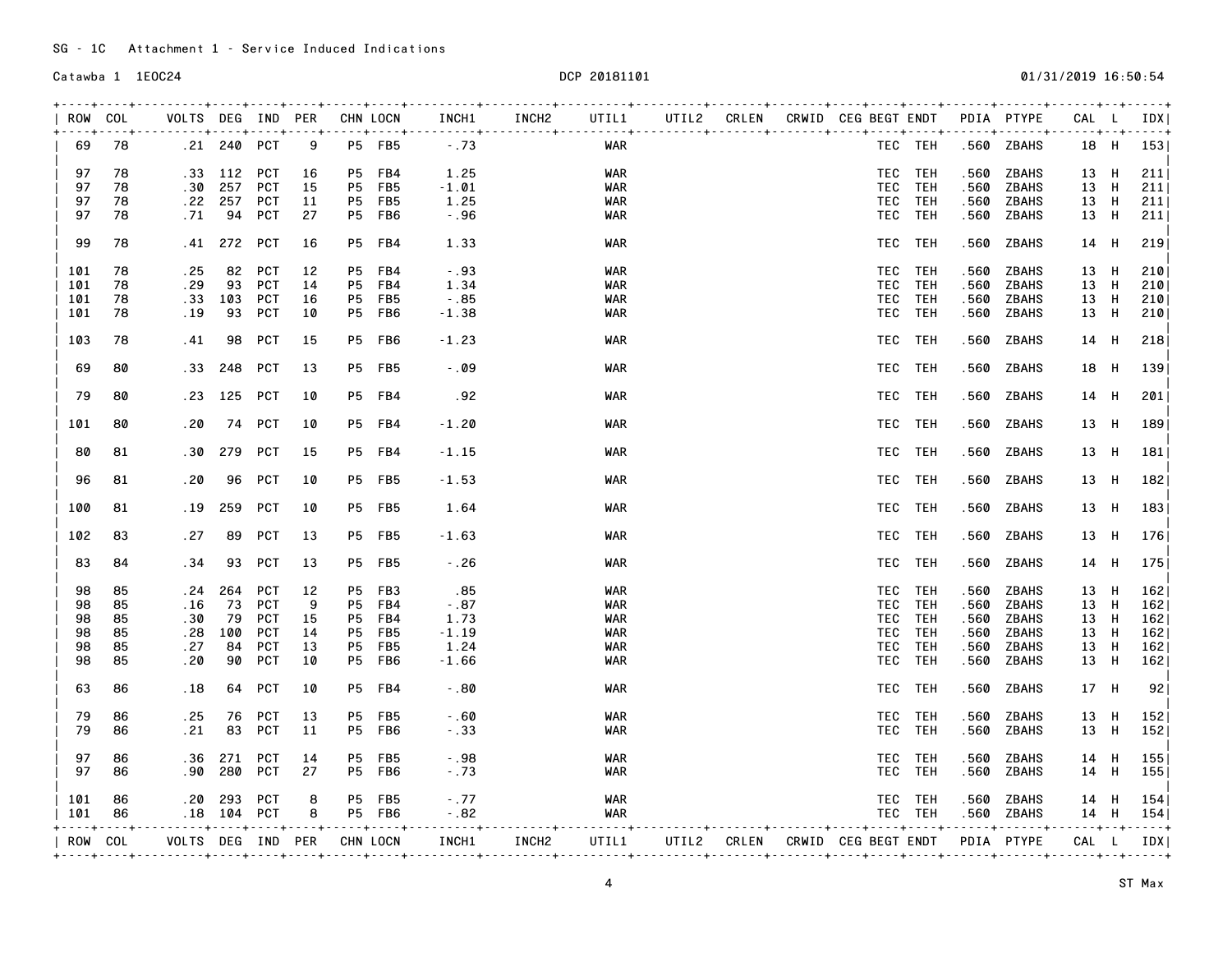SG - 1C Attachment 1 - Service Induced Indications

Catawba 1 1EOC24 DCP 20181101 01/31/2019 16:50:54

| ROW | COL | VOLTS | DEG | IND | PER | CHN | LOCN | INCH1 | INCH2 | UTIL1 | UTIL2 | CRLEN | CRWID | CEG | BEGT | ENDT | PDIA | PTYPE | CAL | L | IDX |
|---|---|---|---|---|---|---|---|---|---|---|---|---|---|---|---|---|---|---|---|---|---|
| 69 | 78 | .21 | 240 | PCT | 9 | P5 | FB5 | -.73 | | WAR | | | | | TEC | TEH | .560 | ZBAHS | 18 | H | 153 |
| 97 | 78 | .33 | 112 | PCT | 16 | P5 | FB4 | 1.25 | | WAR | | | | | TEC | TEH | .560 | ZBAHS | 13 | H | 211 |
| 97 | 78 | .30 | 257 | PCT | 15 | P5 | FB5 | -1.01 | | WAR | | | | | TEC | TEH | .560 | ZBAHS | 13 | H | 211 |
| 97 | 78 | .22 | 257 | PCT | 11 | P5 | FB5 | 1.25 | | WAR | | | | | TEC | TEH | .560 | ZBAHS | 13 | H | 211 |
| 97 | 78 | .71 | 94 | PCT | 27 | P5 | FB6 | -.96 | | WAR | | | | | TEC | TEH | .560 | ZBAHS | 13 | H | 211 |
| 99 | 78 | .41 | 272 | PCT | 16 | P5 | FB4 | 1.33 | | WAR | | | | | TEC | TEH | .560 | ZBAHS | 14 | H | 219 |
| 101 | 78 | .25 | 82 | PCT | 12 | P5 | FB4 | -.93 | | WAR | | | | | TEC | TEH | .560 | ZBAHS | 13 | H | 210 |
| 101 | 78 | .29 | 93 | PCT | 14 | P5 | FB4 | 1.34 | | WAR | | | | | TEC | TEH | .560 | ZBAHS | 13 | H | 210 |
| 101 | 78 | .33 | 103 | PCT | 16 | P5 | FB5 | -.85 | | WAR | | | | | TEC | TEH | .560 | ZBAHS | 13 | H | 210 |
| 101 | 78 | .19 | 93 | PCT | 10 | P5 | FB6 | -1.38 | | WAR | | | | | TEC | TEH | .560 | ZBAHS | 13 | H | 210 |
| 103 | 78 | .41 | 98 | PCT | 15 | P5 | FB6 | -1.23 | | WAR | | | | | TEC | TEH | .560 | ZBAHS | 14 | H | 218 |
| 69 | 80 | .33 | 248 | PCT | 13 | P5 | FB5 | -.09 | | WAR | | | | | TEC | TEH | .560 | ZBAHS | 18 | H | 139 |
| 79 | 80 | .23 | 125 | PCT | 10 | P5 | FB4 | .92 | | WAR | | | | | TEC | TEH | .560 | ZBAHS | 14 | H | 201 |
| 101 | 80 | .20 | 74 | PCT | 10 | P5 | FB4 | -1.20 | | WAR | | | | | TEC | TEH | .560 | ZBAHS | 13 | H | 189 |
| 80 | 81 | .30 | 279 | PCT | 15 | P5 | FB4 | -1.15 | | WAR | | | | | TEC | TEH | .560 | ZBAHS | 13 | H | 181 |
| 96 | 81 | .20 | 96 | PCT | 10 | P5 | FB5 | -1.53 | | WAR | | | | | TEC | TEH | .560 | ZBAHS | 13 | H | 182 |
| 100 | 81 | .19 | 259 | PCT | 10 | P5 | FB5 | 1.64 | | WAR | | | | | TEC | TEH | .560 | ZBAHS | 13 | H | 183 |
| 102 | 83 | .27 | 89 | PCT | 13 | P5 | FB5 | -1.63 | | WAR | | | | | TEC | TEH | .560 | ZBAHS | 13 | H | 176 |
| 83 | 84 | .34 | 93 | PCT | 13 | P5 | FB5 | -.26 | | WAR | | | | | TEC | TEH | .560 | ZBAHS | 14 | H | 175 |
| 98 | 85 | .24 | 264 | PCT | 12 | P5 | FB3 | .85 | | WAR | | | | | TEC | TEH | .560 | ZBAHS | 13 | H | 162 |
| 98 | 85 | .16 | 73 | PCT | 9 | P5 | FB4 | -.87 | | WAR | | | | | TEC | TEH | .560 | ZBAHS | 13 | H | 162 |
| 98 | 85 | .30 | 79 | PCT | 15 | P5 | FB4 | 1.73 | | WAR | | | | | TEC | TEH | .560 | ZBAHS | 13 | H | 162 |
| 98 | 85 | .28 | 100 | PCT | 14 | P5 | FB5 | -1.19 | | WAR | | | | | TEC | TEH | .560 | ZBAHS | 13 | H | 162 |
| 98 | 85 | .27 | 84 | PCT | 13 | P5 | FB5 | 1.24 | | WAR | | | | | TEC | TEH | .560 | ZBAHS | 13 | H | 162 |
| 98 | 85 | .20 | 90 | PCT | 10 | P5 | FB6 | -1.66 | | WAR | | | | | TEC | TEH | .560 | ZBAHS | 13 | H | 162 |
| 63 | 86 | .18 | 64 | PCT | 10 | P5 | FB4 | -.80 | | WAR | | | | | TEC | TEH | .560 | ZBAHS | 17 | H | 92 |
| 79 | 86 | .25 | 76 | PCT | 13 | P5 | FB5 | -.60 | | WAR | | | | | TEC | TEH | .560 | ZBAHS | 13 | H | 152 |
| 79 | 86 | .21 | 83 | PCT | 11 | P5 | FB6 | -.33 | | WAR | | | | | TEC | TEH | .560 | ZBAHS | 13 | H | 152 |
| 97 | 86 | .36 | 271 | PCT | 14 | P5 | FB5 | -.98 | | WAR | | | | | TEC | TEH | .560 | ZBAHS | 14 | H | 155 |
| 97 | 86 | .90 | 280 | PCT | 27 | P5 | FB6 | -.73 | | WAR | | | | | TEC | TEH | .560 | ZBAHS | 14 | H | 155 |
| 101 | 86 | .20 | 293 | PCT | 8 | P5 | FB5 | -.77 | | WAR | | | | | TEC | TEH | .560 | ZBAHS | 14 | H | 154 |
| 101 | 86 | .18 | 104 | PCT | 8 | P5 | FB6 | -.82 | | WAR | | | | | TEC | TEH | .560 | ZBAHS | 14 | H | 154 |

ST Max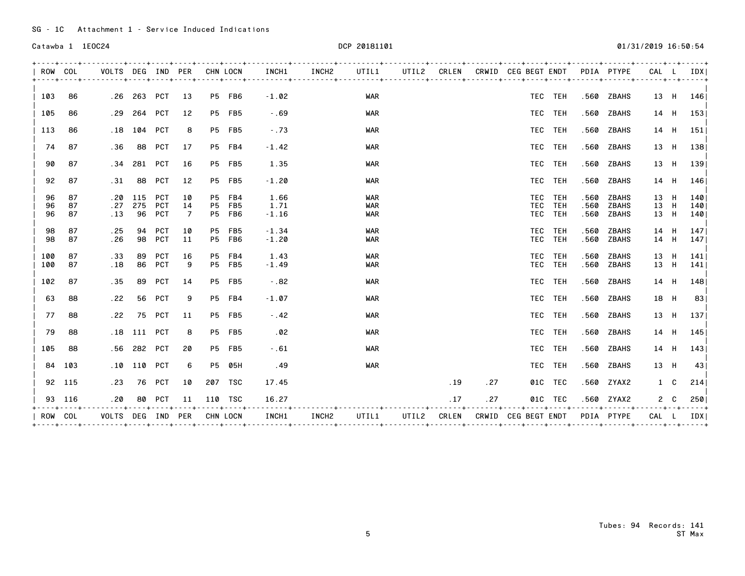SG - 1C Attachment 1 - Service Induced Indications

Catawba 1 1EOC24 DCP 20181101 01/31/2019 16:50:54

| ROW | COL | VOLTS | DEG | IND | PER | CHN | LOCN | INCH1 | INCH2 | UTIL1 | UTIL2 | CRLEN | CRWID | CEG | BEGT | ENDT | PDIA | PTYPE | CAL | L | IDX |
|---|---|---|---|---|---|---|---|---|---|---|---|---|---|---|---|---|---|---|---|---|---|
| 103 | 86 | .26 | 263 | PCT | 13 | P5 | FB6 | -1.02 | | WAR | | | | | TEC | TEH | .560 | ZBAHS | 13 | H | 146 |
| 105 | 86 | .29 | 264 | PCT | 12 | P5 | FB5 | -.69 | | WAR | | | | | TEC | TEH | .560 | ZBAHS | 14 | H | 153 |
| 113 | 86 | .18 | 104 | PCT | 8 | P5 | FB5 | -.73 | | WAR | | | | | TEC | TEH | .560 | ZBAHS | 14 | H | 151 |
| 74 | 87 | .36 | 88 | PCT | 17 | P5 | FB4 | -1.42 | | WAR | | | | | TEC | TEH | .560 | ZBAHS | 13 | H | 138 |
| 90 | 87 | .34 | 281 | PCT | 16 | P5 | FB5 | 1.35 | | WAR | | | | | TEC | TEH | .560 | ZBAHS | 13 | H | 139 |
| 92 | 87 | .31 | 88 | PCT | 12 | P5 | FB5 | -1.20 | | WAR | | | | | TEC | TEH | .560 | ZBAHS | 14 | H | 146 |
| 96 | 87 | .20 | 115 | PCT | 10 | P5 | FB4 | 1.66 | | WAR | | | | | TEC | TEH | .560 | ZBAHS | 13 | H | 140 |
| 96 | 87 | .27 | 275 | PCT | 14 | P5 | FB5 | 1.71 | | WAR | | | | | TEC | TEH | .560 | ZBAHS | 13 | H | 140 |
| 96 | 87 | .13 | 96 | PCT | 7 | P5 | FB6 | -1.16 | | WAR | | | | | TEC | TEH | .560 | ZBAHS | 13 | H | 140 |
| 98 | 87 | .25 | 94 | PCT | 10 | P5 | FB5 | -1.34 | | WAR | | | | | TEC | TEH | .560 | ZBAHS | 14 | H | 147 |
| 98 | 87 | .26 | 98 | PCT | 11 | P5 | FB6 | -1.20 | | WAR | | | | | TEC | TEH | .560 | ZBAHS | 14 | H | 147 |
| 100 | 87 | .33 | 89 | PCT | 16 | P5 | FB4 | 1.43 | | WAR | | | | | TEC | TEH | .560 | ZBAHS | 13 | H | 141 |
| 100 | 87 | .18 | 86 | PCT | 9 | P5 | FB5 | -1.49 | | WAR | | | | | TEC | TEH | .560 | ZBAHS | 13 | H | 141 |
| 102 | 87 | .35 | 89 | PCT | 14 | P5 | FB5 | -.82 | | WAR | | | | | TEC | TEH | .560 | ZBAHS | 14 | H | 148 |
| 63 | 88 | .22 | 56 | PCT | 9 | P5 | FB4 | -1.07 | | WAR | | | | | TEC | TEH | .560 | ZBAHS | 18 | H | 83 |
| 77 | 88 | .22 | 75 | PCT | 11 | P5 | FB5 | -.42 | | WAR | | | | | TEC | TEH | .560 | ZBAHS | 13 | H | 137 |
| 79 | 88 | .18 | 111 | PCT | 8 | P5 | FB5 | .02 | | WAR | | | | | TEC | TEH | .560 | ZBAHS | 14 | H | 145 |
| 105 | 88 | .56 | 282 | PCT | 20 | P5 | FB5 | -.61 | | WAR | | | | | TEC | TEH | .560 | ZBAHS | 14 | H | 143 |
| 84 | 103 | .10 | 110 | PCT | 6 | P5 | 05H | .49 | | WAR | | | | | TEC | TEH | .560 | ZBAHS | 13 | H | 43 |
| 92 | 115 | .23 | 76 | PCT | 10 | 207 | TSC | 17.45 | | | | .19 | .27 | | 01C | TEC | .560 | ZYAX2 | 1 | C | 214 |
| 93 | 116 | .20 | 80 | PCT | 11 | 110 | TSC | 16.27 | | | | .17 | .27 | | 01C | TEC | .560 | ZYAX2 | 2 | C | 250 |

Tubes: 94 Records: 141
ST Max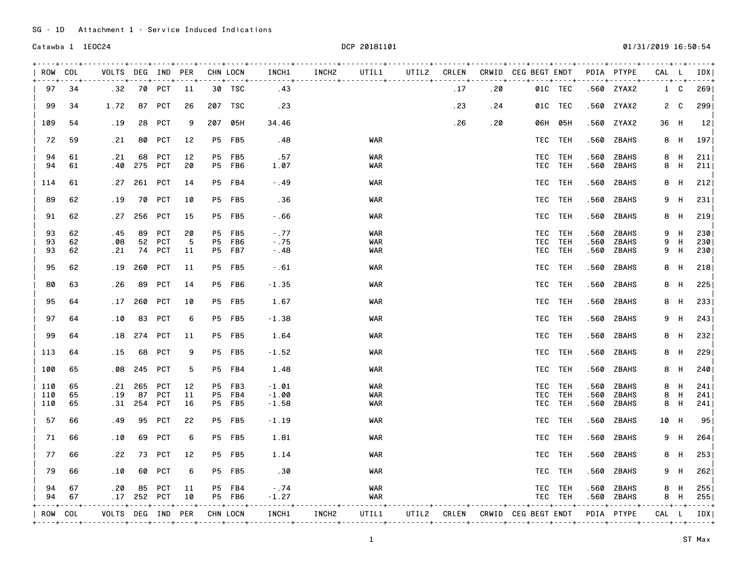SG - 1D Attachment 1 - Service Induced Indications

Catawba 1 1EOC24

DCP 20181101

01/31/2019 16:50:54

| ROW | COL | VOLTS | DEG | IND | PER | CHN | LOCN | INCH1 | INCH2 | UTIL1 | UTIL2 | CRLEN | CRWID | CEG | BEGT | ENDT | PDIA | PTYPE | CAL | L | IDX |
|---|---|---|---|---|---|---|---|---|---|---|---|---|---|---|---|---|---|---|---|---|---|
| 97 | 34 | .32 | 70 | PCT | 11 | 30 | TSC | .43 | | | | .17 | .20 | | 01C | TEC | .560 | ZYAX2 | 1 | C | 269 |
| 99 | 34 | 1.72 | 87 | PCT | 26 | 207 | TSC | .23 | | | | .23 | .24 | | 01C | TEC | .560 | ZYAX2 | 2 | C | 299 |
| 109 | 54 | .19 | 28 | PCT | 9 | 207 | 05H | 34.46 | | | | .26 | .20 | | 06H | 05H | .560 | ZYAX2 | 36 | H | 12 |
| 72 | 59 | .21 | 80 | PCT | 12 | P5 | FB5 | .48 | | WAR | | | | | TEC | TEH | .560 | ZBAHS | 8 | H | 197 |
| 94 | 61 | .21 | 68 | PCT | 12 | P5 | FB5 | .57 | | WAR | | | | | TEC | TEH | .560 | ZBAHS | 8 | H | 211 |
| 94 | 61 | .40 | 275 | PCT | 20 | P5 | FB6 | 1.07 | | WAR | | | | | TEC | TEH | .560 | ZBAHS | 8 | H | 211 |
| 114 | 61 | .27 | 261 | PCT | 14 | P5 | FB4 | -.49 | | WAR | | | | | TEC | TEH | .560 | ZBAHS | 8 | H | 212 |
| 89 | 62 | .19 | 70 | PCT | 10 | P5 | FB5 | .36 | | WAR | | | | | TEC | TEH | .560 | ZBAHS | 9 | H | 231 |
| 91 | 62 | .27 | 256 | PCT | 15 | P5 | FB5 | -.66 | | WAR | | | | | TEC | TEH | .560 | ZBAHS | 8 | H | 219 |
| 93 | 62 | .45 | 89 | PCT | 20 | P5 | FB5 | -.77 | | WAR | | | | | TEC | TEH | .560 | ZBAHS | 9 | H | 230 |
| 93 | 62 | .08 | 52 | PCT | 5 | P5 | FB6 | -.75 | | WAR | | | | | TEC | TEH | .560 | ZBAHS | 9 | H | 230 |
| 93 | 62 | .21 | 74 | PCT | 11 | P5 | FB7 | -.48 | | WAR | | | | | TEC | TEH | .560 | ZBAHS | 9 | H | 230 |
| 95 | 62 | .19 | 260 | PCT | 11 | P5 | FB5 | -.61 | | WAR | | | | | TEC | TEH | .560 | ZBAHS | 8 | H | 218 |
| 80 | 63 | .26 | 89 | PCT | 14 | P5 | FB6 | -1.35 | | WAR | | | | | TEC | TEH | .560 | ZBAHS | 8 | H | 225 |
| 95 | 64 | .17 | 260 | PCT | 10 | P5 | FB5 | 1.67 | | WAR | | | | | TEC | TEH | .560 | ZBAHS | 8 | H | 233 |
| 97 | 64 | .10 | 83 | PCT | 6 | P5 | FB5 | -1.38 | | WAR | | | | | TEC | TEH | .560 | ZBAHS | 9 | H | 243 |
| 99 | 64 | .18 | 274 | PCT | 11 | P5 | FB5 | 1.64 | | WAR | | | | | TEC | TEH | .560 | ZBAHS | 8 | H | 232 |
| 113 | 64 | .15 | 68 | PCT | 9 | P5 | FB5 | -1.52 | | WAR | | | | | TEC | TEH | .560 | ZBAHS | 8 | H | 229 |
| 100 | 65 | .08 | 245 | PCT | 5 | P5 | FB4 | 1.48 | | WAR | | | | | TEC | TEH | .560 | ZBAHS | 8 | H | 240 |
| 110 | 65 | .21 | 265 | PCT | 12 | P5 | FB3 | -1.01 | | WAR | | | | | TEC | TEH | .560 | ZBAHS | 8 | H | 241 |
| 110 | 65 | .19 | 87 | PCT | 11 | P5 | FB4 | -1.00 | | WAR | | | | | TEC | TEH | .560 | ZBAHS | 8 | H | 241 |
| 110 | 65 | .31 | 254 | PCT | 16 | P5 | FB5 | -1.58 | | WAR | | | | | TEC | TEH | .560 | ZBAHS | 8 | H | 241 |
| 57 | 66 | .49 | 95 | PCT | 22 | P5 | FB5 | -1.19 | | WAR | | | | | TEC | TEH | .560 | ZBAHS | 10 | H | 95 |
| 71 | 66 | .10 | 69 | PCT | 6 | P5 | FB5 | 1.81 | | WAR | | | | | TEC | TEH | .560 | ZBAHS | 9 | H | 264 |
| 77 | 66 | .22 | 73 | PCT | 12 | P5 | FB5 | 1.14 | | WAR | | | | | TEC | TEH | .560 | ZBAHS | 8 | H | 253 |
| 79 | 66 | .10 | 60 | PCT | 6 | P5 | FB5 | .30 | | WAR | | | | | TEC | TEH | .560 | ZBAHS | 9 | H | 262 |
| 94 | 67 | .20 | 85 | PCT | 11 | P5 | FB4 | -.74 | | WAR | | | | | TEC | TEH | .560 | ZBAHS | 8 | H | 255 |
| 94 | 67 | .17 | 252 | PCT | 10 | P5 | FB6 | -1.27 | | WAR | | | | | TEC | TEH | .560 | ZBAHS | 8 | H | 255 |

ST Max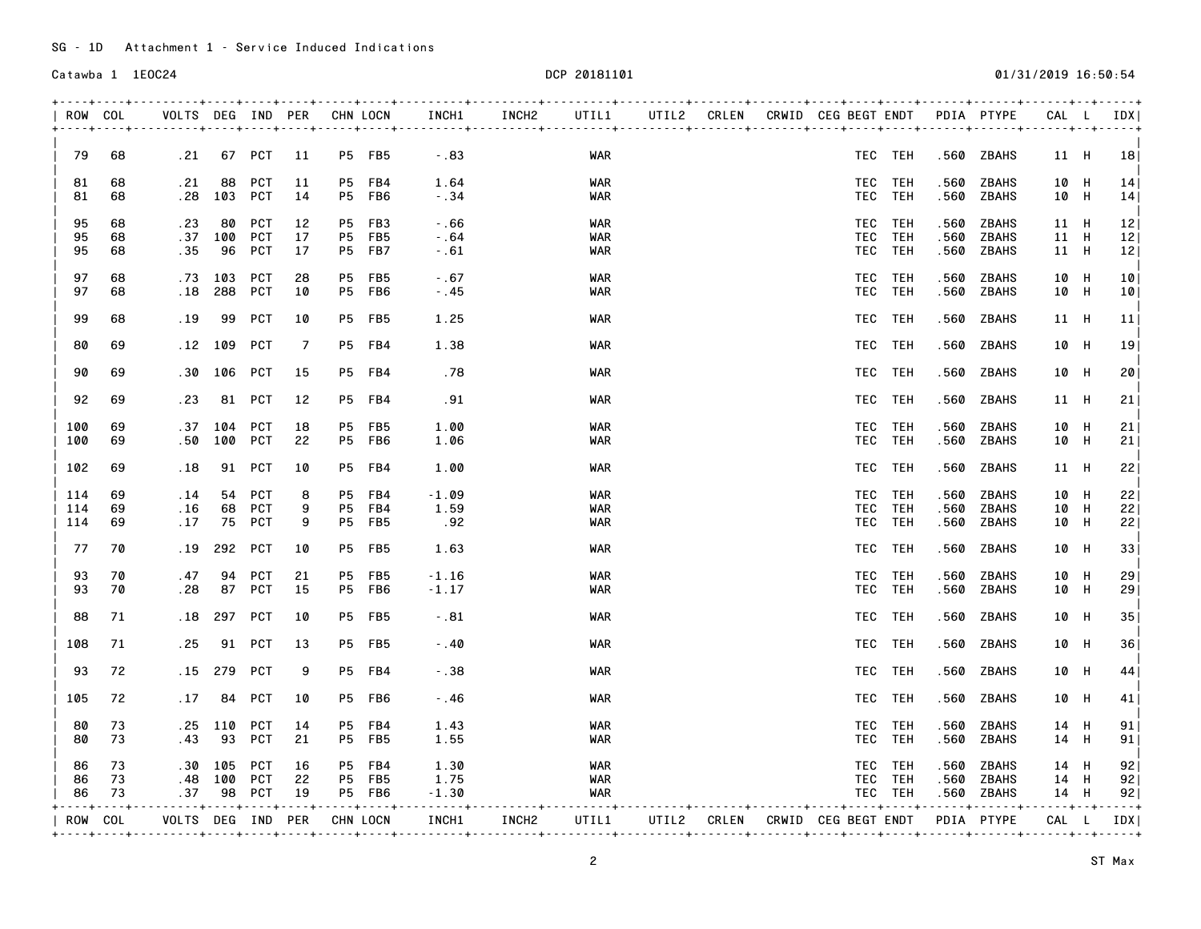SG - 1D   Attachment 1 - Service Induced Indications

Catawba 1  1EOC24

DCP 20181101

01/31/2019 16:50:54

| ROW | COL | VOLTS | DEG | IND | PER | CHN | LOCN | INCH1 | INCH2 | UTIL1 | UTIL2 | CRLEN | CRWID | CEG | BEGT | ENDT | PDIA | PTYPE | CAL | L | IDX |
|---|---|---|---|---|---|---|---|---|---|---|---|---|---|---|---|---|---|---|---|---|---|
| 79 | 68 | .21 | 67 | PCT | 11 | P5 | FB5 | -.83 | | WAR | | | | | TEC | TEH | .560 | ZBAHS | 11 | H | 18 |
| 81 | 68 | .21 | 88 | PCT | 11 | P5 | FB4 | 1.64 | | WAR | | | | | TEC | TEH | .560 | ZBAHS | 10 | H | 14 |
| 81 | 68 | .28 | 103 | PCT | 14 | P5 | FB6 | -.34 | | WAR | | | | | TEC | TEH | .560 | ZBAHS | 10 | H | 14 |
| 95 | 68 | .23 | 80 | PCT | 12 | P5 | FB3 | -.66 | | WAR | | | | | TEC | TEH | .560 | ZBAHS | 11 | H | 12 |
| 95 | 68 | .37 | 100 | PCT | 17 | P5 | FB5 | -.64 | | WAR | | | | | TEC | TEH | .560 | ZBAHS | 11 | H | 12 |
| 95 | 68 | .35 | 96 | PCT | 17 | P5 | FB7 | -.61 | | WAR | | | | | TEC | TEH | .560 | ZBAHS | 11 | H | 12 |
| 97 | 68 | .73 | 103 | PCT | 28 | P5 | FB5 | -.67 | | WAR | | | | | TEC | TEH | .560 | ZBAHS | 10 | H | 10 |
| 97 | 68 | .18 | 288 | PCT | 10 | P5 | FB6 | -.45 | | WAR | | | | | TEC | TEH | .560 | ZBAHS | 10 | H | 10 |
| 99 | 68 | .19 | 99 | PCT | 10 | P5 | FB5 | 1.25 | | WAR | | | | | TEC | TEH | .560 | ZBAHS | 11 | H | 11 |
| 80 | 69 | .12 | 109 | PCT | 7 | P5 | FB4 | 1.38 | | WAR | | | | | TEC | TEH | .560 | ZBAHS | 10 | H | 19 |
| 90 | 69 | .30 | 106 | PCT | 15 | P5 | FB4 | .78 | | WAR | | | | | TEC | TEH | .560 | ZBAHS | 10 | H | 20 |
| 92 | 69 | .23 | 81 | PCT | 12 | P5 | FB4 | .91 | | WAR | | | | | TEC | TEH | .560 | ZBAHS | 11 | H | 21 |
| 100 | 69 | .37 | 104 | PCT | 18 | P5 | FB5 | 1.00 | | WAR | | | | | TEC | TEH | .560 | ZBAHS | 10 | H | 21 |
| 100 | 69 | .50 | 100 | PCT | 22 | P5 | FB6 | 1.06 | | WAR | | | | | TEC | TEH | .560 | ZBAHS | 10 | H | 21 |
| 102 | 69 | .18 | 91 | PCT | 10 | P5 | FB4 | 1.00 | | WAR | | | | | TEC | TEH | .560 | ZBAHS | 11 | H | 22 |
| 114 | 69 | .14 | 54 | PCT | 8 | P5 | FB4 | -1.09 | | WAR | | | | | TEC | TEH | .560 | ZBAHS | 10 | H | 22 |
| 114 | 69 | .16 | 68 | PCT | 9 | P5 | FB4 | 1.59 | | WAR | | | | | TEC | TEH | .560 | ZBAHS | 10 | H | 22 |
| 114 | 69 | .17 | 75 | PCT | 9 | P5 | FB5 | .92 | | WAR | | | | | TEC | TEH | .560 | ZBAHS | 10 | H | 22 |
| 77 | 70 | .19 | 292 | PCT | 10 | P5 | FB5 | 1.63 | | WAR | | | | | TEC | TEH | .560 | ZBAHS | 10 | H | 33 |
| 93 | 70 | .47 | 94 | PCT | 21 | P5 | FB5 | -1.16 | | WAR | | | | | TEC | TEH | .560 | ZBAHS | 10 | H | 29 |
| 93 | 70 | .28 | 87 | PCT | 15 | P5 | FB6 | -1.17 | | WAR | | | | | TEC | TEH | .560 | ZBAHS | 10 | H | 29 |
| 88 | 71 | .18 | 297 | PCT | 10 | P5 | FB5 | -.81 | | WAR | | | | | TEC | TEH | .560 | ZBAHS | 10 | H | 35 |
| 108 | 71 | .25 | 91 | PCT | 13 | P5 | FB5 | -.40 | | WAR | | | | | TEC | TEH | .560 | ZBAHS | 10 | H | 36 |
| 93 | 72 | .15 | 279 | PCT | 9 | P5 | FB4 | -.38 | | WAR | | | | | TEC | TEH | .560 | ZBAHS | 10 | H | 44 |
| 105 | 72 | .17 | 84 | PCT | 10 | P5 | FB6 | -.46 | | WAR | | | | | TEC | TEH | .560 | ZBAHS | 10 | H | 41 |
| 80 | 73 | .25 | 110 | PCT | 14 | P5 | FB4 | 1.43 | | WAR | | | | | TEC | TEH | .560 | ZBAHS | 14 | H | 91 |
| 80 | 73 | .43 | 93 | PCT | 21 | P5 | FB5 | 1.55 | | WAR | | | | | TEC | TEH | .560 | ZBAHS | 14 | H | 91 |
| 86 | 73 | .30 | 105 | PCT | 16 | P5 | FB4 | 1.30 | | WAR | | | | | TEC | TEH | .560 | ZBAHS | 14 | H | 92 |
| 86 | 73 | .48 | 100 | PCT | 22 | P5 | FB5 | 1.75 | | WAR | | | | | TEC | TEH | .560 | ZBAHS | 14 | H | 92 |
| 86 | 73 | .37 | 98 | PCT | 19 | P5 | FB6 | -1.30 | | WAR | | | | | TEC | TEH | .560 | ZBAHS | 14 | H | 92 |

ST Max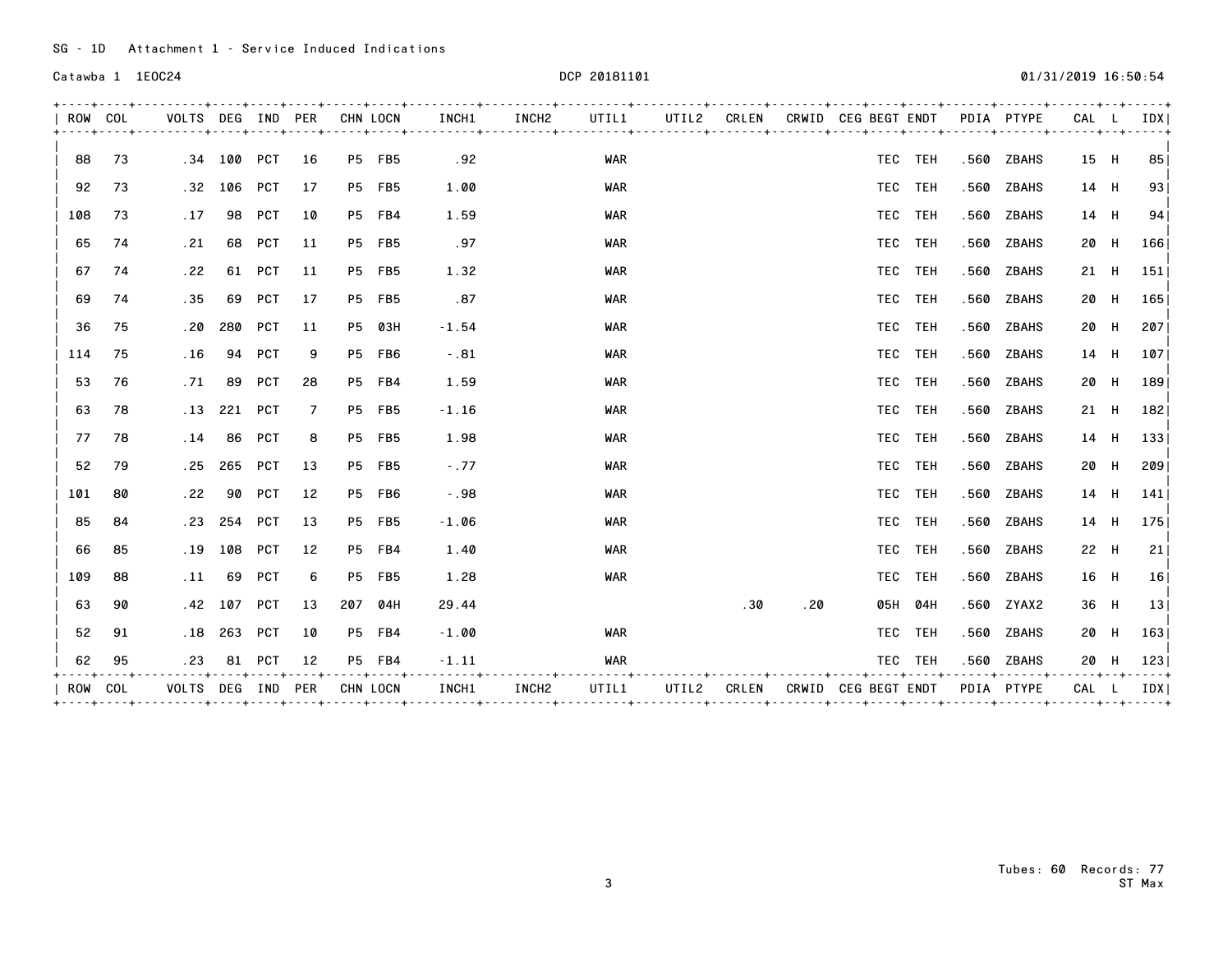| ROW | COL | VOLTS | DEG | IND | PER | CHN | LOCN | INCH1 | INCH2 | UTIL1 | UTIL2 | CRLEN | CRWID | CEG | BEGT | ENDT | PDIA | PTYPE | CAL | L | IDX |
|---|---|---|---|---|---|---|---|---|---|---|---|---|---|---|---|---|---|---|---|---|---|
| 88 | 73 | .34 | 100 | PCT | 16 | P5 | FB5 | .92 | | WAR | | | | | TEC | TEH | .560 | ZBAHS | 15 | H | 85 |
| 92 | 73 | .32 | 106 | PCT | 17 | P5 | FB5 | 1.00 | | WAR | | | | | TEC | TEH | .560 | ZBAHS | 14 | H | 93 |
| 108 | 73 | .17 | 98 | PCT | 10 | P5 | FB4 | 1.59 | | WAR | | | | | TEC | TEH | .560 | ZBAHS | 14 | H | 94 |
| 65 | 74 | .21 | 68 | PCT | 11 | P5 | FB5 | .97 | | WAR | | | | | TEC | TEH | .560 | ZBAHS | 20 | H | 166 |
| 67 | 74 | .22 | 61 | PCT | 11 | P5 | FB5 | 1.32 | | WAR | | | | | TEC | TEH | .560 | ZBAHS | 21 | H | 151 |
| 69 | 74 | .35 | 69 | PCT | 17 | P5 | FB5 | .87 | | WAR | | | | | TEC | TEH | .560 | ZBAHS | 20 | H | 165 |
| 36 | 75 | .20 | 280 | PCT | 11 | P5 | 03H | -1.54 | | WAR | | | | | TEC | TEH | .560 | ZBAHS | 20 | H | 207 |
| 114 | 75 | .16 | 94 | PCT | 9 | P5 | FB6 | -.81 | | WAR | | | | | TEC | TEH | .560 | ZBAHS | 14 | H | 107 |
| 53 | 76 | .71 | 89 | PCT | 28 | P5 | FB4 | 1.59 | | WAR | | | | | TEC | TEH | .560 | ZBAHS | 20 | H | 189 |
| 63 | 78 | .13 | 221 | PCT | 7 | P5 | FB5 | -1.16 | | WAR | | | | | TEC | TEH | .560 | ZBAHS | 21 | H | 182 |
| 77 | 78 | .14 | 86 | PCT | 8 | P5 | FB5 | 1.98 | | WAR | | | | | TEC | TEH | .560 | ZBAHS | 14 | H | 133 |
| 52 | 79 | .25 | 265 | PCT | 13 | P5 | FB5 | -.77 | | WAR | | | | | TEC | TEH | .560 | ZBAHS | 20 | H | 209 |
| 101 | 80 | .22 | 90 | PCT | 12 | P5 | FB6 | -.98 | | WAR | | | | | TEC | TEH | .560 | ZBAHS | 14 | H | 141 |
| 85 | 84 | .23 | 254 | PCT | 13 | P5 | FB5 | -1.06 | | WAR | | | | | TEC | TEH | .560 | ZBAHS | 14 | H | 175 |
| 66 | 85 | .19 | 108 | PCT | 12 | P5 | FB4 | 1.40 | | WAR | | | | | TEC | TEH | .560 | ZBAHS | 22 | H | 21 |
| 109 | 88 | .11 | 69 | PCT | 6 | P5 | FB5 | 1.28 | | WAR | | | | | TEC | TEH | .560 | ZBAHS | 16 | H | 16 |
| 63 | 90 | .42 | 107 | PCT | 13 | 207 | 04H | 29.44 | | | | .30 | .20 | | 05H | 04H | .560 | ZYAX2 | 36 | H | 13 |
| 52 | 91 | .18 | 263 | PCT | 10 | P5 | FB4 | -1.00 | | WAR | | | | | TEC | TEH | .560 | ZBAHS | 20 | H | 163 |
| 62 | 95 | .23 | 81 | PCT | 12 | P5 | FB4 | -1.11 | | WAR | | | | | TEC | TEH | .560 | ZBAHS | 20 | H | 123 |

Tubes: 60 Records: 77
ST Max